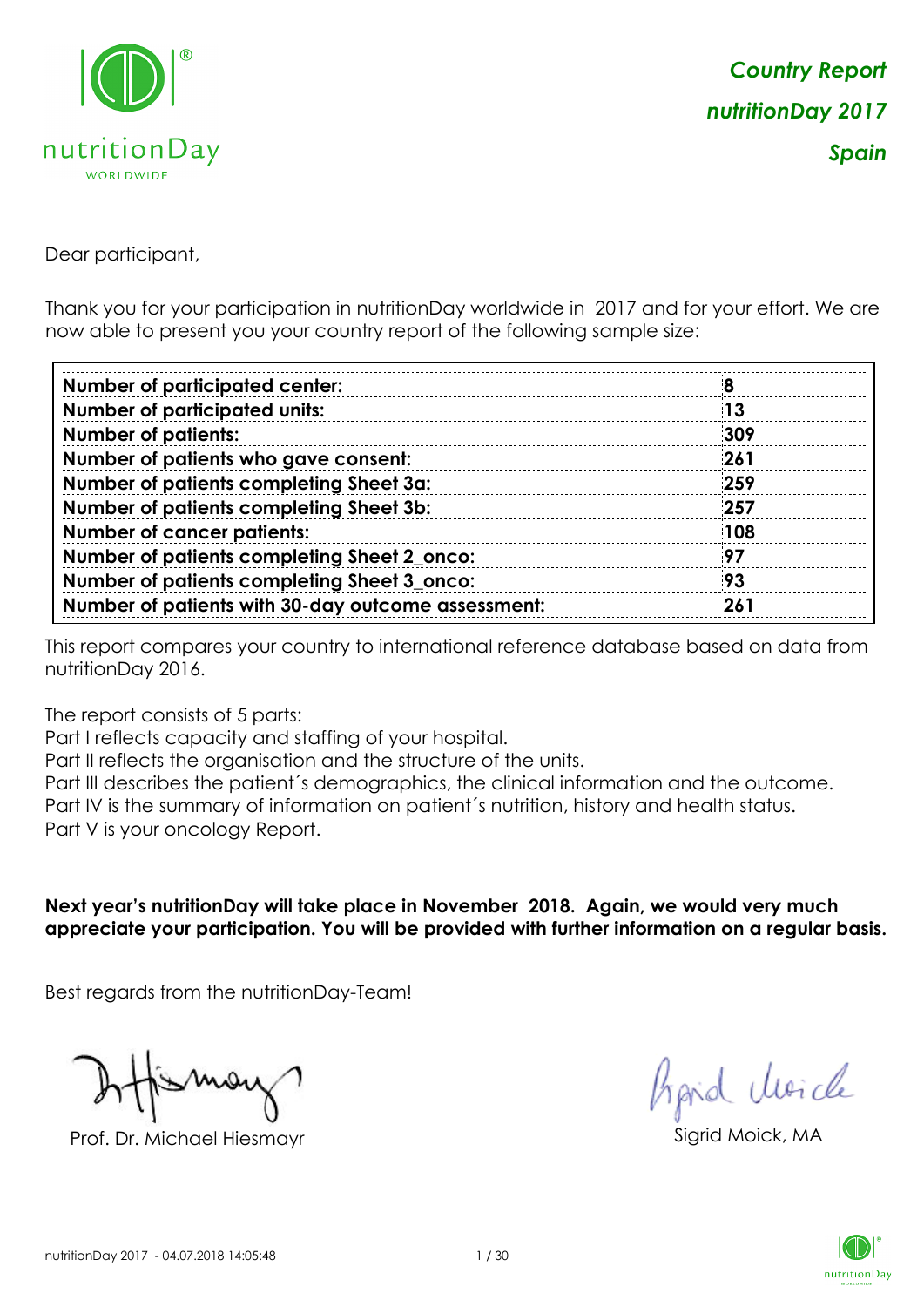# Country Report
# nutritionDay 2017
# Spain

Dear participant,

Thank you for your participation in nutritionDay worldwide in 2017 and for your effort. We are now able to present you your country report of the following sample size:

| | |
|---|---|
| **Number of participated center:** | **8** |
| **Number of participated units:** | **13** |
| **Number of patients:** | **309** |
| **Number of patients who gave consent:** | **261** |
| **Number of patients completing Sheet 3a:** | **259** |
| **Number of patients completing Sheet 3b:** | **257** |
| **Number of cancer patients:** | **108** |
| **Number of patients completing Sheet 2_onco:** | **97** |
| **Number of patients completing Sheet 3_onco:** | **93** |
| **Number of patients with 30-day outcome assessment:** | **261** |

This report compares your country to international reference database based on data from nutritionDay 2016.

The report consists of 5 parts:
Part I reflects capacity and staffing of your hospital.
Part II reflects the organisation and the structure of the units.
Part III describes the patient´s demographics, the clinical information and the outcome.
Part IV is the summary of information on patient´s nutrition, history and health status.
Part V is your oncology Report.

**Next year's nutritionDay will take place in November 2018. Again, we would very much appreciate your participation. You will be provided with further information on a regular basis.**

Best regards from the nutritionDay-Team!

Prof. Dr. Michael Hiesmayr

Sigrid Moick, MA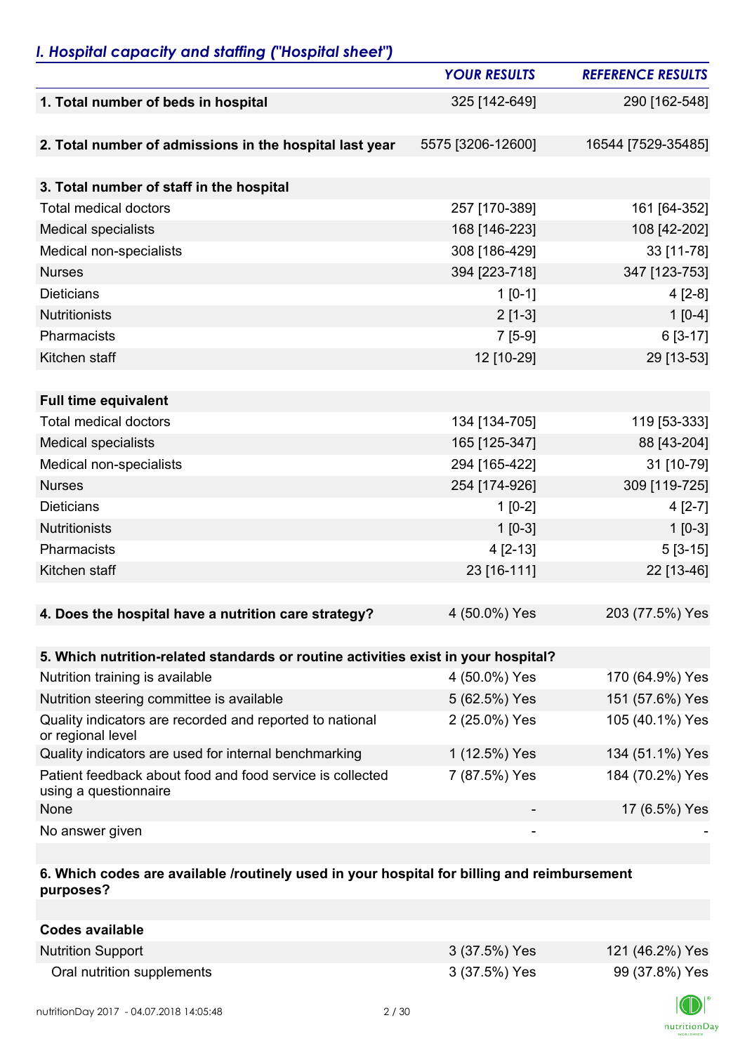## *I. Hospital capacity and staffing ("Hospital sheet")*

| | *YOUR RESULTS* | *REFERENCE RESULTS* |
|---|---|---|
| **1. Total number of beds in hospital** | 325 [142-649] | 290 [162-548] |
| **2. Total number of admissions in the hospital last year** | 5575 [3206-12600] | 16544 [7529-35485] |
| **3. Total number of staff in the hospital** | | |
| Total medical doctors | 257 [170-389] | 161 [64-352] |
| Medical specialists | 168 [146-223] | 108 [42-202] |
| Medical non-specialists | 308 [186-429] | 33 [11-78] |
| Nurses | 394 [223-718] | 347 [123-753] |
| Dieticians | 1 [0-1] | 4 [2-8] |
| Nutritionists | 2 [1-3] | 1 [0-4] |
| Pharmacists | 7 [5-9] | 6 [3-17] |
| Kitchen staff | 12 [10-29] | 29 [13-53] |
| **Full time equivalent** | | |
| Total medical doctors | 134 [134-705] | 119 [53-333] |
| Medical specialists | 165 [125-347] | 88 [43-204] |
| Medical non-specialists | 294 [165-422] | 31 [10-79] |
| Nurses | 254 [174-926] | 309 [119-725] |
| Dieticians | 1 [0-2] | 4 [2-7] |
| Nutritionists | 1 [0-3] | 1 [0-3] |
| Pharmacists | 4 [2-13] | 5 [3-15] |
| Kitchen staff | 23 [16-111] | 22 [13-46] |
| **4. Does the hospital have a nutrition care strategy?** | 4 (50.0%) Yes | 203 (77.5%) Yes |
| **5. Which nutrition-related standards or routine activities exist in your hospital?** | | |
| Nutrition training is available | 4 (50.0%) Yes | 170 (64.9%) Yes |
| Nutrition steering committee is available | 5 (62.5%) Yes | 151 (57.6%) Yes |
| Quality indicators are recorded and reported to national or regional level | 2 (25.0%) Yes | 105 (40.1%) Yes |
| Quality indicators are used for internal benchmarking | 1 (12.5%) Yes | 134 (51.1%) Yes |
| Patient feedback about food and food service is collected using a questionnaire | 7 (87.5%) Yes | 184 (70.2%) Yes |
| None | - | 17 (6.5%) Yes |
| No answer given | - | - |
| **6. Which codes are available /routinely used in your hospital for billing and reimbursement purposes?** | | |
| **Codes available** | | |
| Nutrition Support | 3 (37.5%) Yes | 121 (46.2%) Yes |
| Oral nutrition supplements | 3 (37.5%) Yes | 99 (37.8%) Yes |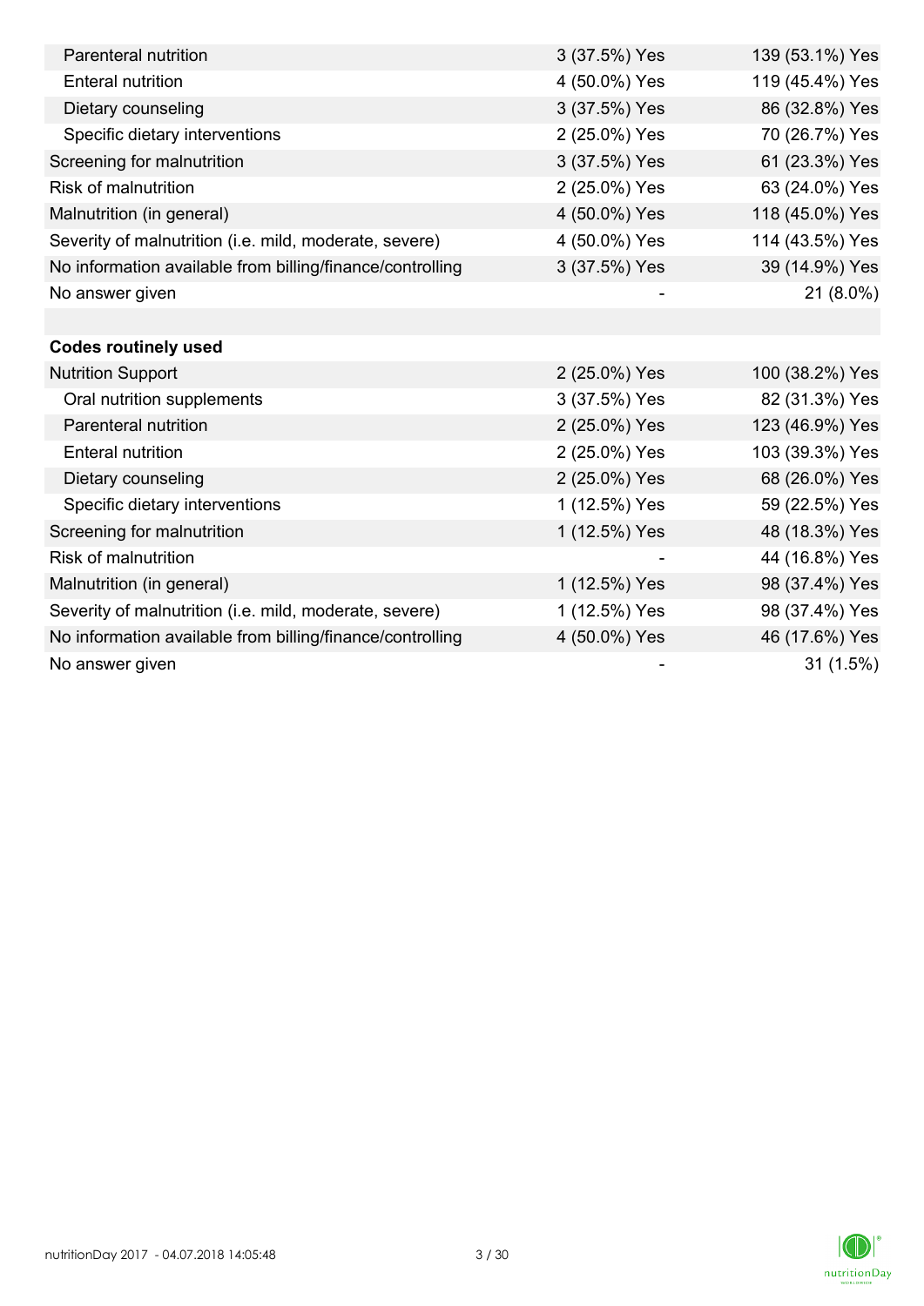| | | |
|---|---|---|
| Parenteral nutrition | 3 (37.5%) Yes | 139 (53.1%) Yes |
| Enteral nutrition | 4 (50.0%) Yes | 119 (45.4%) Yes |
| Dietary counseling | 3 (37.5%) Yes | 86 (32.8%) Yes |
| Specific dietary interventions | 2 (25.0%) Yes | 70 (26.7%) Yes |
| Screening for malnutrition | 3 (37.5%) Yes | 61 (23.3%) Yes |
| Risk of malnutrition | 2 (25.0%) Yes | 63 (24.0%) Yes |
| Malnutrition (in general) | 4 (50.0%) Yes | 118 (45.0%) Yes |
| Severity of malnutrition (i.e. mild, moderate, severe) | 4 (50.0%) Yes | 114 (43.5%) Yes |
| No information available from billing/finance/controlling | 3 (37.5%) Yes | 39 (14.9%) Yes |
| No answer given | - | 21 (8.0%) |
| | | |
| **Codes routinely used** | | |
| Nutrition Support | 2 (25.0%) Yes | 100 (38.2%) Yes |
| Oral nutrition supplements | 3 (37.5%) Yes | 82 (31.3%) Yes |
| Parenteral nutrition | 2 (25.0%) Yes | 123 (46.9%) Yes |
| Enteral nutrition | 2 (25.0%) Yes | 103 (39.3%) Yes |
| Dietary counseling | 2 (25.0%) Yes | 68 (26.0%) Yes |
| Specific dietary interventions | 1 (12.5%) Yes | 59 (22.5%) Yes |
| Screening for malnutrition | 1 (12.5%) Yes | 48 (18.3%) Yes |
| Risk of malnutrition | - | 44 (16.8%) Yes |
| Malnutrition (in general) | 1 (12.5%) Yes | 98 (37.4%) Yes |
| Severity of malnutrition (i.e. mild, moderate, severe) | 1 (12.5%) Yes | 98 (37.4%) Yes |
| No information available from billing/finance/controlling | 4 (50.0%) Yes | 46 (17.6%) Yes |
| No answer given | - | 31 (1.5%) |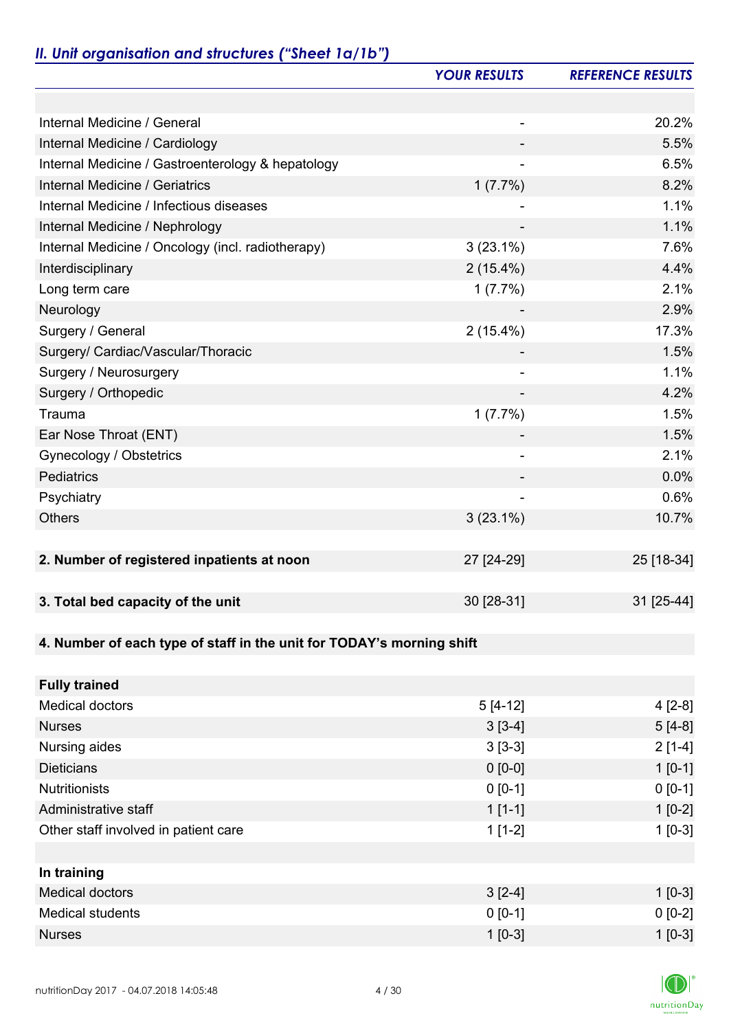## *II. Unit organisation and structures ("Sheet 1a/1b")*

| | *YOUR RESULTS* | *REFERENCE RESULTS* |
|---|---|---|
| | | |
| Internal Medicine / General | - | 20.2% |
| Internal Medicine / Cardiology | - | 5.5% |
| Internal Medicine / Gastroenterology & hepatology | - | 6.5% |
| Internal Medicine / Geriatrics | 1 (7.7%) | 8.2% |
| Internal Medicine / Infectious diseases | - | 1.1% |
| Internal Medicine / Nephrology | - | 1.1% |
| Internal Medicine / Oncology (incl. radiotherapy) | 3 (23.1%) | 7.6% |
| Interdisciplinary | 2 (15.4%) | 4.4% |
| Long term care | 1 (7.7%) | 2.1% |
| Neurology | - | 2.9% |
| Surgery / General | 2 (15.4%) | 17.3% |
| Surgery/ Cardiac/Vascular/Thoracic | - | 1.5% |
| Surgery / Neurosurgery | - | 1.1% |
| Surgery / Orthopedic | - | 4.2% |
| Trauma | 1 (7.7%) | 1.5% |
| Ear Nose Throat (ENT) | - | 1.5% |
| Gynecology / Obstetrics | - | 2.1% |
| Pediatrics | - | 0.0% |
| Psychiatry | - | 0.6% |
| Others | 3 (23.1%) | 10.7% |
| | | |
| **2. Number of registered inpatients at noon** | 27 [24-29] | 25 [18-34] |
| | | |
| **3. Total bed capacity of the unit** | 30 [28-31] | 31 [25-44] |
| | | |
| **4. Number of each type of staff in the unit for TODAY's morning shift** | | |
| | | |
| **Fully trained** | | |
| Medical doctors | 5 [4-12] | 4 [2-8] |
| Nurses | 3 [3-4] | 5 [4-8] |
| Nursing aides | 3 [3-3] | 2 [1-4] |
| Dieticians | 0 [0-0] | 1 [0-1] |
| Nutritionists | 0 [0-1] | 0 [0-1] |
| Administrative staff | 1 [1-1] | 1 [0-2] |
| Other staff involved in patient care | 1 [1-2] | 1 [0-3] |
| | | |
| **In training** | | |
| Medical doctors | 3 [2-4] | 1 [0-3] |
| Medical students | 0 [0-1] | 0 [0-2] |
| Nurses | 1 [0-3] | 1 [0-3] |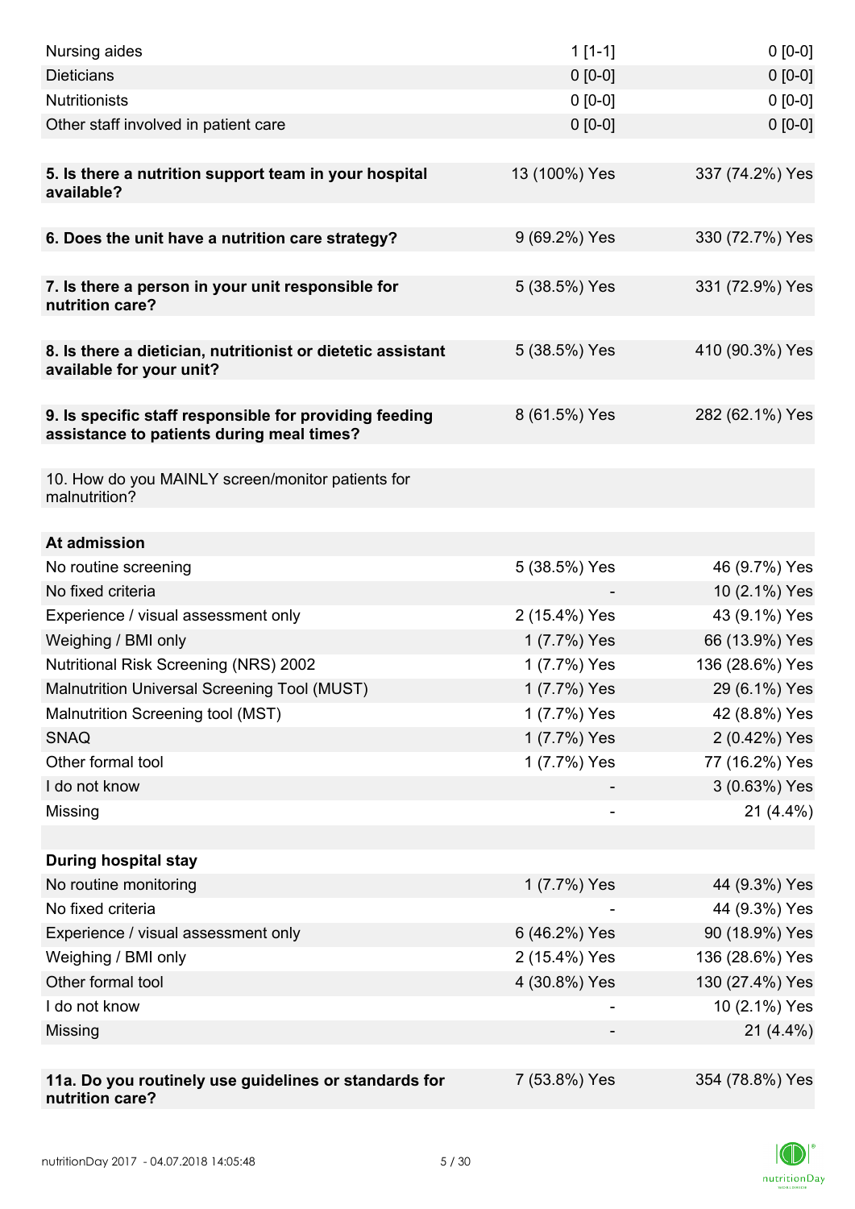| | | |
|---|---|---|
| Nursing aides | 1 [1-1] | 0 [0-0] |
| Dieticians | 0 [0-0] | 0 [0-0] |
| Nutritionists | 0 [0-0] | 0 [0-0] |
| Other staff involved in patient care | 0 [0-0] | 0 [0-0] |
| | | |
| **5. Is there a nutrition support team in your hospital available?** | 13 (100%) Yes | 337 (74.2%) Yes |
| | | |
| **6. Does the unit have a nutrition care strategy?** | 9 (69.2%) Yes | 330 (72.7%) Yes |
| | | |
| **7. Is there a person in your unit responsible for nutrition care?** | 5 (38.5%) Yes | 331 (72.9%) Yes |
| | | |
| **8. Is there a dietician, nutritionist or dietetic assistant available for your unit?** | 5 (38.5%) Yes | 410 (90.3%) Yes |
| | | |
| **9. Is specific staff responsible for providing feeding assistance to patients during meal times?** | 8 (61.5%) Yes | 282 (62.1%) Yes |
| | | |
| 10. How do you MAINLY screen/monitor patients for malnutrition? | | |
| | | |
| **At admission** | | |
| No routine screening | 5 (38.5%) Yes | 46 (9.7%) Yes |
| No fixed criteria | - | 10 (2.1%) Yes |
| Experience / visual assessment only | 2 (15.4%) Yes | 43 (9.1%) Yes |
| Weighing / BMI only | 1 (7.7%) Yes | 66 (13.9%) Yes |
| Nutritional Risk Screening (NRS) 2002 | 1 (7.7%) Yes | 136 (28.6%) Yes |
| Malnutrition Universal Screening Tool (MUST) | 1 (7.7%) Yes | 29 (6.1%) Yes |
| Malnutrition Screening tool (MST) | 1 (7.7%) Yes | 42 (8.8%) Yes |
| SNAQ | 1 (7.7%) Yes | 2 (0.42%) Yes |
| Other formal tool | 1 (7.7%) Yes | 77 (16.2%) Yes |
| I do not know | - | 3 (0.63%) Yes |
| Missing | - | 21 (4.4%) |
| | | |
| **During hospital stay** | | |
| No routine monitoring | 1 (7.7%) Yes | 44 (9.3%) Yes |
| No fixed criteria | - | 44 (9.3%) Yes |
| Experience / visual assessment only | 6 (46.2%) Yes | 90 (18.9%) Yes |
| Weighing / BMI only | 2 (15.4%) Yes | 136 (28.6%) Yes |
| Other formal tool | 4 (30.8%) Yes | 130 (27.4%) Yes |
| I do not know | - | 10 (2.1%) Yes |
| Missing | - | 21 (4.4%) |
| | | |
| **11a. Do you routinely use guidelines or standards for nutrition care?** | 7 (53.8%) Yes | 354 (78.8%) Yes |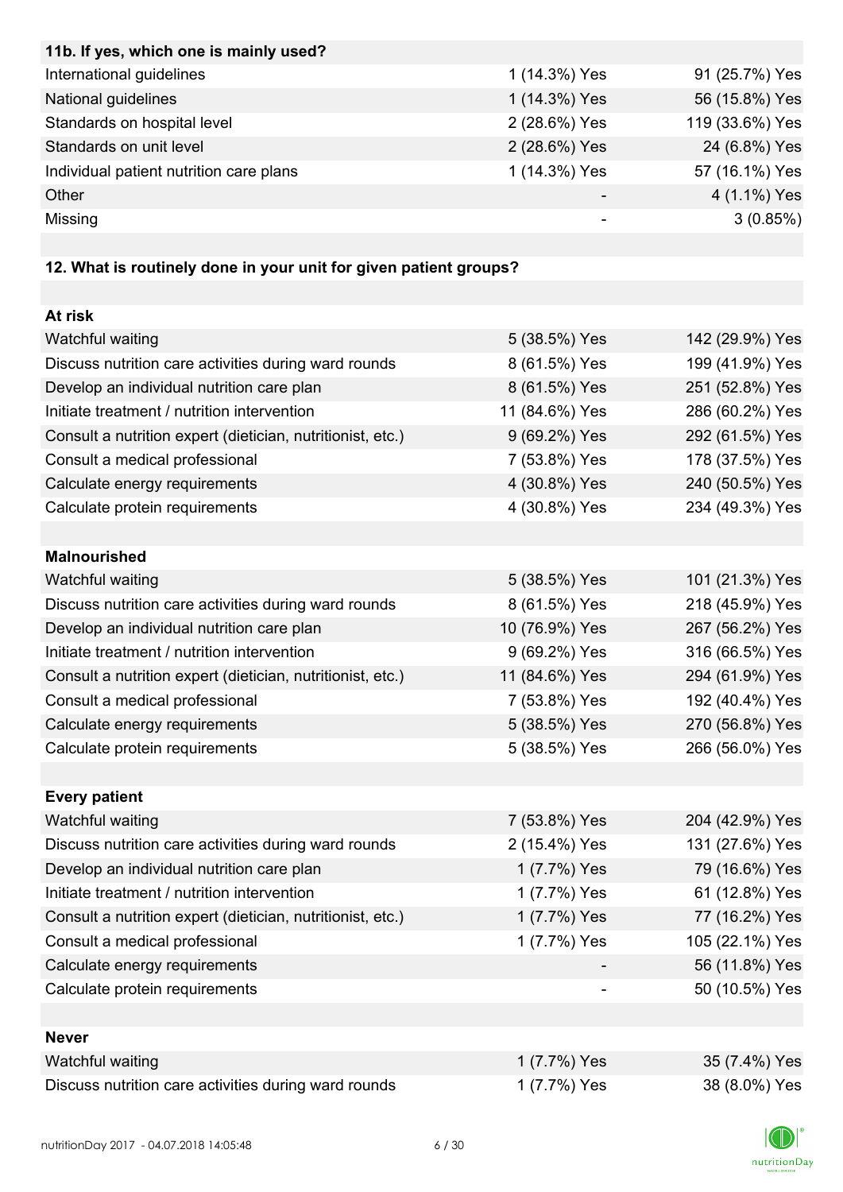| 11b. If yes, which one is mainly used? | | |
|---|---|---|
| International guidelines | 1 (14.3%) Yes | 91 (25.7%) Yes |
| National guidelines | 1 (14.3%) Yes | 56 (15.8%) Yes |
| Standards on hospital level | 2 (28.6%) Yes | 119 (33.6%) Yes |
| Standards on unit level | 2 (28.6%) Yes | 24 (6.8%) Yes |
| Individual patient nutrition care plans | 1 (14.3%) Yes | 57 (16.1%) Yes |
| Other | - | 4 (1.1%) Yes |
| Missing | - | 3 (0.85%) |

| 12. What is routinely done in your unit for given patient groups? | | |
|---|---|---|
| **At risk** | | |
| Watchful waiting | 5 (38.5%) Yes | 142 (29.9%) Yes |
| Discuss nutrition care activities during ward rounds | 8 (61.5%) Yes | 199 (41.9%) Yes |
| Develop an individual nutrition care plan | 8 (61.5%) Yes | 251 (52.8%) Yes |
| Initiate treatment / nutrition intervention | 11 (84.6%) Yes | 286 (60.2%) Yes |
| Consult a nutrition expert (dietician, nutritionist, etc.) | 9 (69.2%) Yes | 292 (61.5%) Yes |
| Consult a medical professional | 7 (53.8%) Yes | 178 (37.5%) Yes |
| Calculate energy requirements | 4 (30.8%) Yes | 240 (50.5%) Yes |
| Calculate protein requirements | 4 (30.8%) Yes | 234 (49.3%) Yes |
| **Malnourished** | | |
| Watchful waiting | 5 (38.5%) Yes | 101 (21.3%) Yes |
| Discuss nutrition care activities during ward rounds | 8 (61.5%) Yes | 218 (45.9%) Yes |
| Develop an individual nutrition care plan | 10 (76.9%) Yes | 267 (56.2%) Yes |
| Initiate treatment / nutrition intervention | 9 (69.2%) Yes | 316 (66.5%) Yes |
| Consult a nutrition expert (dietician, nutritionist, etc.) | 11 (84.6%) Yes | 294 (61.9%) Yes |
| Consult a medical professional | 7 (53.8%) Yes | 192 (40.4%) Yes |
| Calculate energy requirements | 5 (38.5%) Yes | 270 (56.8%) Yes |
| Calculate protein requirements | 5 (38.5%) Yes | 266 (56.0%) Yes |
| **Every patient** | | |
| Watchful waiting | 7 (53.8%) Yes | 204 (42.9%) Yes |
| Discuss nutrition care activities during ward rounds | 2 (15.4%) Yes | 131 (27.6%) Yes |
| Develop an individual nutrition care plan | 1 (7.7%) Yes | 79 (16.6%) Yes |
| Initiate treatment / nutrition intervention | 1 (7.7%) Yes | 61 (12.8%) Yes |
| Consult a nutrition expert (dietician, nutritionist, etc.) | 1 (7.7%) Yes | 77 (16.2%) Yes |
| Consult a medical professional | 1 (7.7%) Yes | 105 (22.1%) Yes |
| Calculate energy requirements | - | 56 (11.8%) Yes |
| Calculate protein requirements | - | 50 (10.5%) Yes |
| **Never** | | |
| Watchful waiting | 1 (7.7%) Yes | 35 (7.4%) Yes |
| Discuss nutrition care activities during ward rounds | 1 (7.7%) Yes | 38 (8.0%) Yes |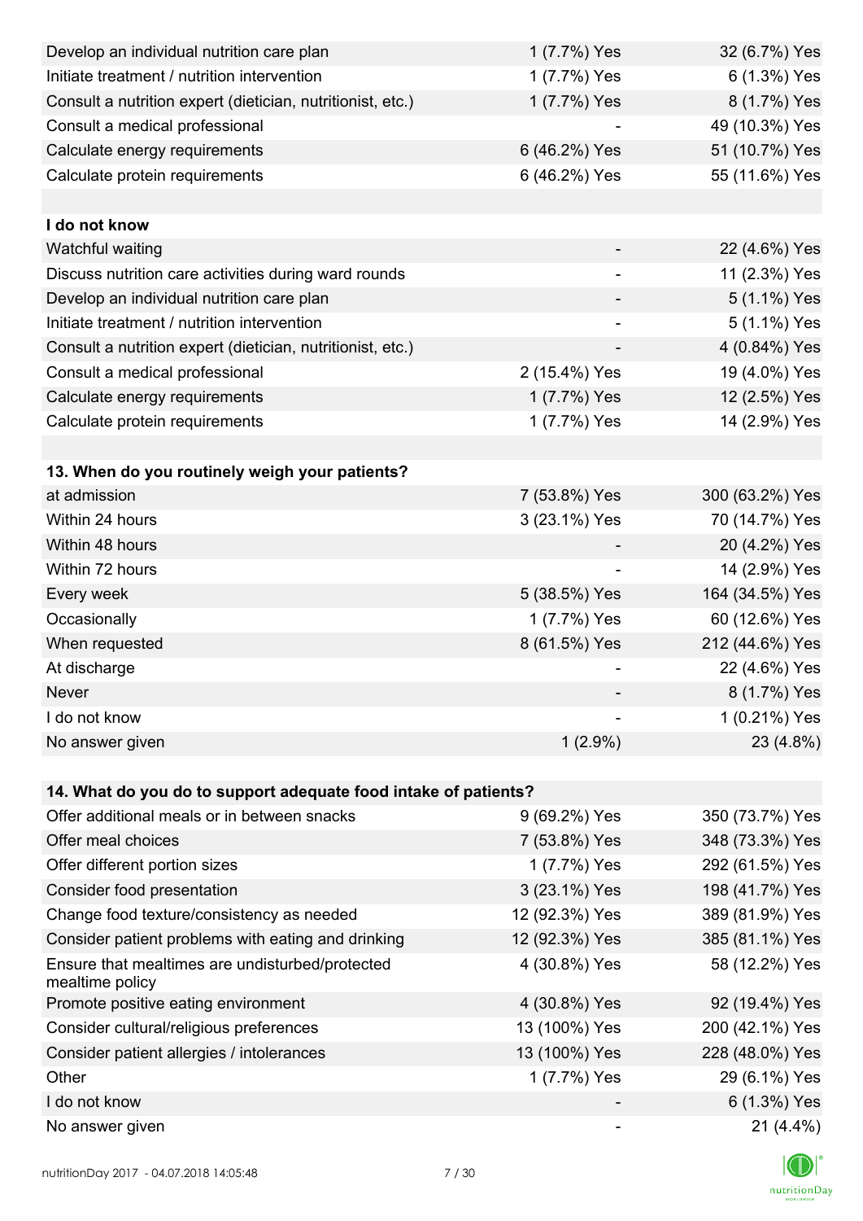| | | |
|---|---|---|
| Develop an individual nutrition care plan | 1 (7.7%) Yes | 32 (6.7%) Yes |
| Initiate treatment / nutrition intervention | 1 (7.7%) Yes | 6 (1.3%) Yes |
| Consult a nutrition expert (dietician, nutritionist, etc.) | 1 (7.7%) Yes | 8 (1.7%) Yes |
| Consult a medical professional | - | 49 (10.3%) Yes |
| Calculate energy requirements | 6 (46.2%) Yes | 51 (10.7%) Yes |
| Calculate protein requirements | 6 (46.2%) Yes | 55 (11.6%) Yes |
| | | |
| **I do not know** | | |
| Watchful waiting | - | 22 (4.6%) Yes |
| Discuss nutrition care activities during ward rounds | - | 11 (2.3%) Yes |
| Develop an individual nutrition care plan | - | 5 (1.1%) Yes |
| Initiate treatment / nutrition intervention | - | 5 (1.1%) Yes |
| Consult a nutrition expert (dietician, nutritionist, etc.) | - | 4 (0.84%) Yes |
| Consult a medical professional | 2 (15.4%) Yes | 19 (4.0%) Yes |
| Calculate energy requirements | 1 (7.7%) Yes | 12 (2.5%) Yes |
| Calculate protein requirements | 1 (7.7%) Yes | 14 (2.9%) Yes |

| **13. When do you routinely weigh your patients?** | | |
|---|---|---|
| at admission | 7 (53.8%) Yes | 300 (63.2%) Yes |
| Within 24 hours | 3 (23.1%) Yes | 70 (14.7%) Yes |
| Within 48 hours | - | 20 (4.2%) Yes |
| Within 72 hours | - | 14 (2.9%) Yes |
| Every week | 5 (38.5%) Yes | 164 (34.5%) Yes |
| Occasionally | 1 (7.7%) Yes | 60 (12.6%) Yes |
| When requested | 8 (61.5%) Yes | 212 (44.6%) Yes |
| At discharge | - | 22 (4.6%) Yes |
| Never | - | 8 (1.7%) Yes |
| I do not know | - | 1 (0.21%) Yes |
| No answer given | 1 (2.9%) | 23 (4.8%) |

| **14. What do you do to support adequate food intake of patients?** | | |
|---|---|---|
| Offer additional meals or in between snacks | 9 (69.2%) Yes | 350 (73.7%) Yes |
| Offer meal choices | 7 (53.8%) Yes | 348 (73.3%) Yes |
| Offer different portion sizes | 1 (7.7%) Yes | 292 (61.5%) Yes |
| Consider food presentation | 3 (23.1%) Yes | 198 (41.7%) Yes |
| Change food texture/consistency as needed | 12 (92.3%) Yes | 389 (81.9%) Yes |
| Consider patient problems with eating and drinking | 12 (92.3%) Yes | 385 (81.1%) Yes |
| Ensure that mealtimes are undisturbed/protected mealtime policy | 4 (30.8%) Yes | 58 (12.2%) Yes |
| Promote positive eating environment | 4 (30.8%) Yes | 92 (19.4%) Yes |
| Consider cultural/religious preferences | 13 (100%) Yes | 200 (42.1%) Yes |
| Consider patient allergies / intolerances | 13 (100%) Yes | 228 (48.0%) Yes |
| Other | 1 (7.7%) Yes | 29 (6.1%) Yes |
| I do not know | - | 6 (1.3%) Yes |
| No answer given | - | 21 (4.4%) |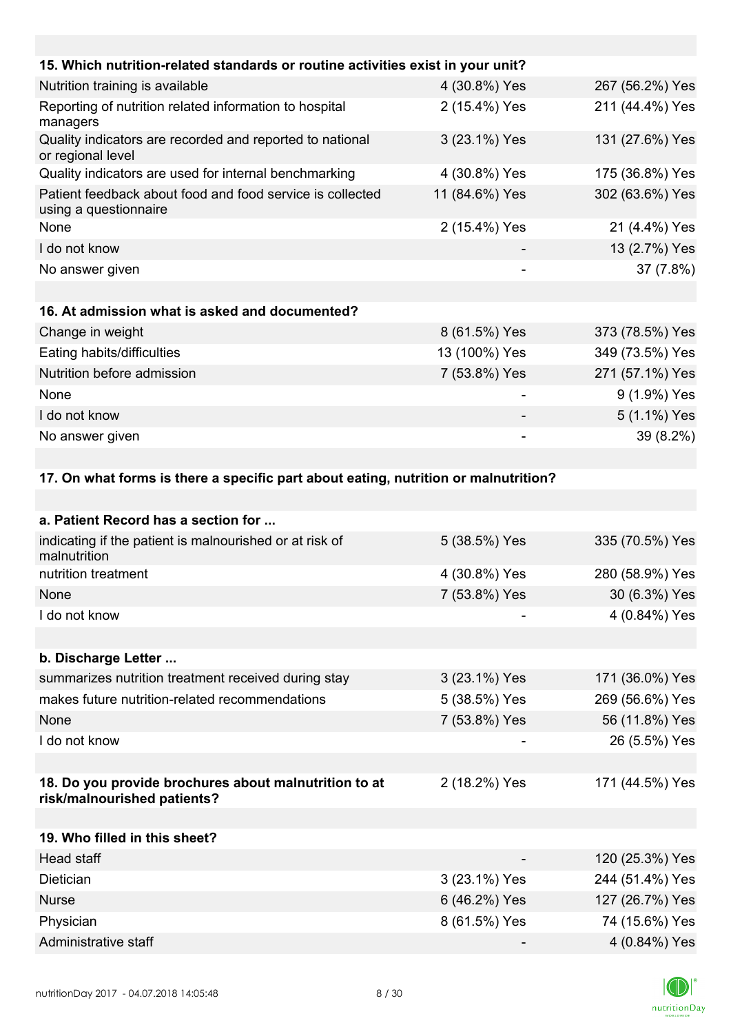| | | |
|---|---|---|
| **15. Which nutrition-related standards or routine activities exist in your unit?** | | |
| Nutrition training is available | 4 (30.8%) Yes | 267 (56.2%) Yes |
| Reporting of nutrition related information to hospital managers | 2 (15.4%) Yes | 211 (44.4%) Yes |
| Quality indicators are recorded and reported to national or regional level | 3 (23.1%) Yes | 131 (27.6%) Yes |
| Quality indicators are used for internal benchmarking | 4 (30.8%) Yes | 175 (36.8%) Yes |
| Patient feedback about food and food service is collected using a questionnaire | 11 (84.6%) Yes | 302 (63.6%) Yes |
| None | 2 (15.4%) Yes | 21 (4.4%) Yes |
| I do not know | - | 13 (2.7%) Yes |
| No answer given | - | 37 (7.8%) |
| | | |
| **16. At admission what is asked and documented?** | | |
| Change in weight | 8 (61.5%) Yes | 373 (78.5%) Yes |
| Eating habits/difficulties | 13 (100%) Yes | 349 (73.5%) Yes |
| Nutrition before admission | 7 (53.8%) Yes | 271 (57.1%) Yes |
| None | - | 9 (1.9%) Yes |
| I do not know | - | 5 (1.1%) Yes |
| No answer given | - | 39 (8.2%) |
| | | |
| **17. On what forms is there a specific part about eating, nutrition or malnutrition?** | | |
| | | |
| **a. Patient Record has a section for ...** | | |
| indicating if the patient is malnourished or at risk of malnutrition | 5 (38.5%) Yes | 335 (70.5%) Yes |
| nutrition treatment | 4 (30.8%) Yes | 280 (58.9%) Yes |
| None | 7 (53.8%) Yes | 30 (6.3%) Yes |
| I do not know | - | 4 (0.84%) Yes |
| | | |
| **b. Discharge Letter ...** | | |
| summarizes nutrition treatment received during stay | 3 (23.1%) Yes | 171 (36.0%) Yes |
| makes future nutrition-related recommendations | 5 (38.5%) Yes | 269 (56.6%) Yes |
| None | 7 (53.8%) Yes | 56 (11.8%) Yes |
| I do not know | - | 26 (5.5%) Yes |
| | | |
| **18. Do you provide brochures about malnutrition to at risk/malnourished patients?** | 2 (18.2%) Yes | 171 (44.5%) Yes |
| | | |
| **19. Who filled in this sheet?** | | |
| Head staff | - | 120 (25.3%) Yes |
| Dietician | 3 (23.1%) Yes | 244 (51.4%) Yes |
| Nurse | 6 (46.2%) Yes | 127 (26.7%) Yes |
| Physician | 8 (61.5%) Yes | 74 (15.6%) Yes |
| Administrative staff | - | 4 (0.84%) Yes |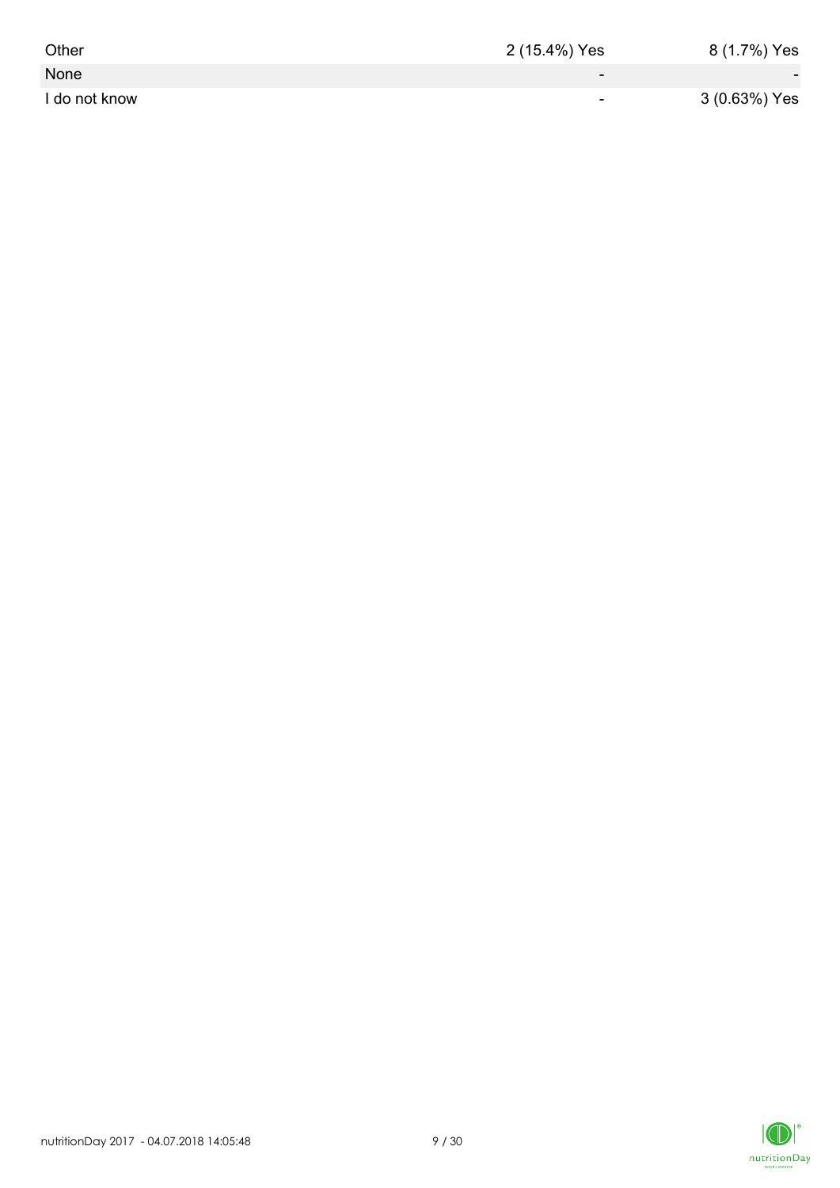| | | |
|---|---|---|
| Other | 2 (15.4%) Yes | 8 (1.7%) Yes |
| None | - | - |
| I do not know | - | 3 (0.63%) Yes |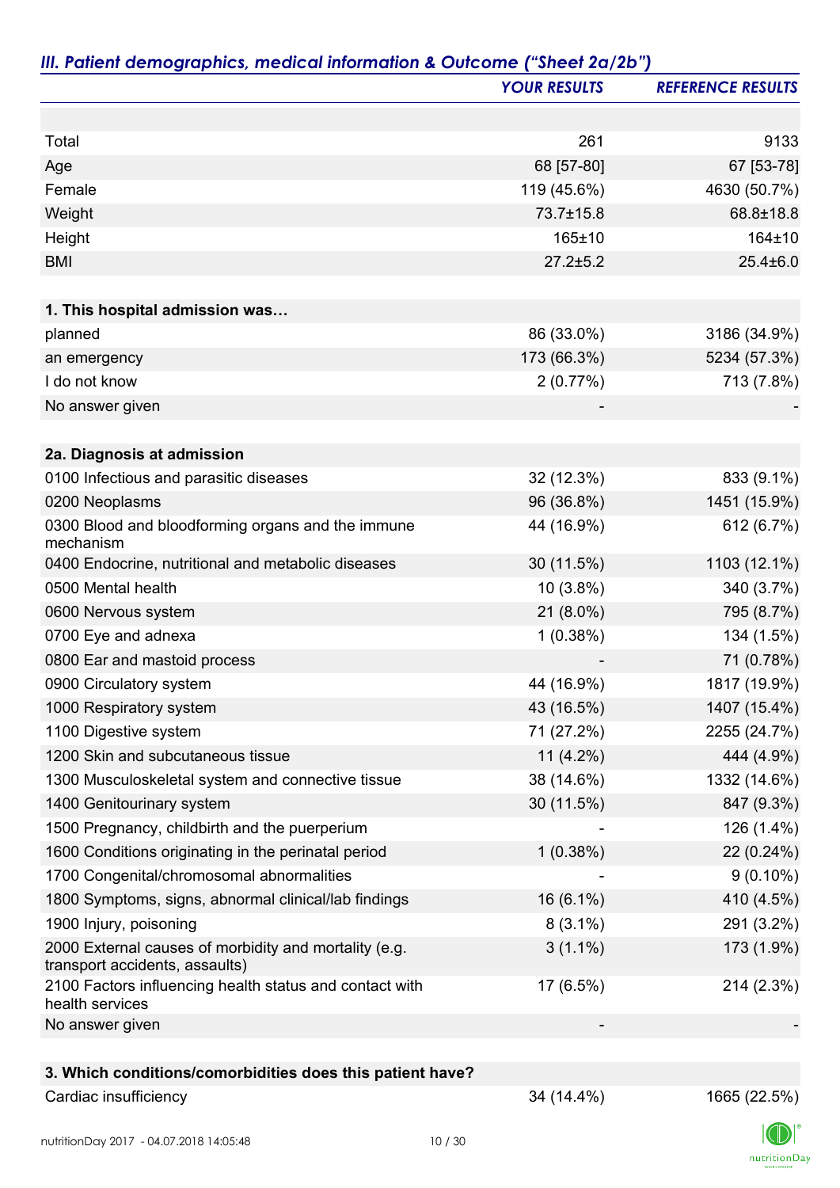## *III. Patient demographics, medical information & Outcome ("Sheet 2a/2b")*

| | *YOUR RESULTS* | *REFERENCE RESULTS* |
|---|---|---|
| | | |
| Total | 261 | 9133 |
| Age | 68 [57-80] | 67 [53-78] |
| Female | 119 (45.6%) | 4630 (50.7%) |
| Weight | 73.7±15.8 | 68.8±18.8 |
| Height | 165±10 | 164±10 |
| BMI | 27.2±5.2 | 25.4±6.0 |
| | | |
| **1. This hospital admission was…** | | |
| planned | 86 (33.0%) | 3186 (34.9%) |
| an emergency | 173 (66.3%) | 5234 (57.3%) |
| I do not know | 2 (0.77%) | 713 (7.8%) |
| No answer given | - | - |
| | | |
| **2a. Diagnosis at admission** | | |
| 0100 Infectious and parasitic diseases | 32 (12.3%) | 833 (9.1%) |
| 0200 Neoplasms | 96 (36.8%) | 1451 (15.9%) |
| 0300 Blood and bloodforming organs and the immune mechanism | 44 (16.9%) | 612 (6.7%) |
| 0400 Endocrine, nutritional and metabolic diseases | 30 (11.5%) | 1103 (12.1%) |
| 0500 Mental health | 10 (3.8%) | 340 (3.7%) |
| 0600 Nervous system | 21 (8.0%) | 795 (8.7%) |
| 0700 Eye and adnexa | 1 (0.38%) | 134 (1.5%) |
| 0800 Ear and mastoid process | - | 71 (0.78%) |
| 0900 Circulatory system | 44 (16.9%) | 1817 (19.9%) |
| 1000 Respiratory system | 43 (16.5%) | 1407 (15.4%) |
| 1100 Digestive system | 71 (27.2%) | 2255 (24.7%) |
| 1200 Skin and subcutaneous tissue | 11 (4.2%) | 444 (4.9%) |
| 1300 Musculoskeletal system and connective tissue | 38 (14.6%) | 1332 (14.6%) |
| 1400 Genitourinary system | 30 (11.5%) | 847 (9.3%) |
| 1500 Pregnancy, childbirth and the puerperium | - | 126 (1.4%) |
| 1600 Conditions originating in the perinatal period | 1 (0.38%) | 22 (0.24%) |
| 1700 Congenital/chromosomal abnormalities | - | 9 (0.10%) |
| 1800 Symptoms, signs, abnormal clinical/lab findings | 16 (6.1%) | 410 (4.5%) |
| 1900 Injury, poisoning | 8 (3.1%) | 291 (3.2%) |
| 2000 External causes of morbidity and mortality (e.g. transport accidents, assaults) | 3 (1.1%) | 173 (1.9%) |
| 2100 Factors influencing health status and contact with health services | 17 (6.5%) | 214 (2.3%) |
| No answer given | - | - |
| | | |
| **3. Which conditions/comorbidities does this patient have?** | | |
| Cardiac insufficiency | 34 (14.4%) | 1665 (22.5%) |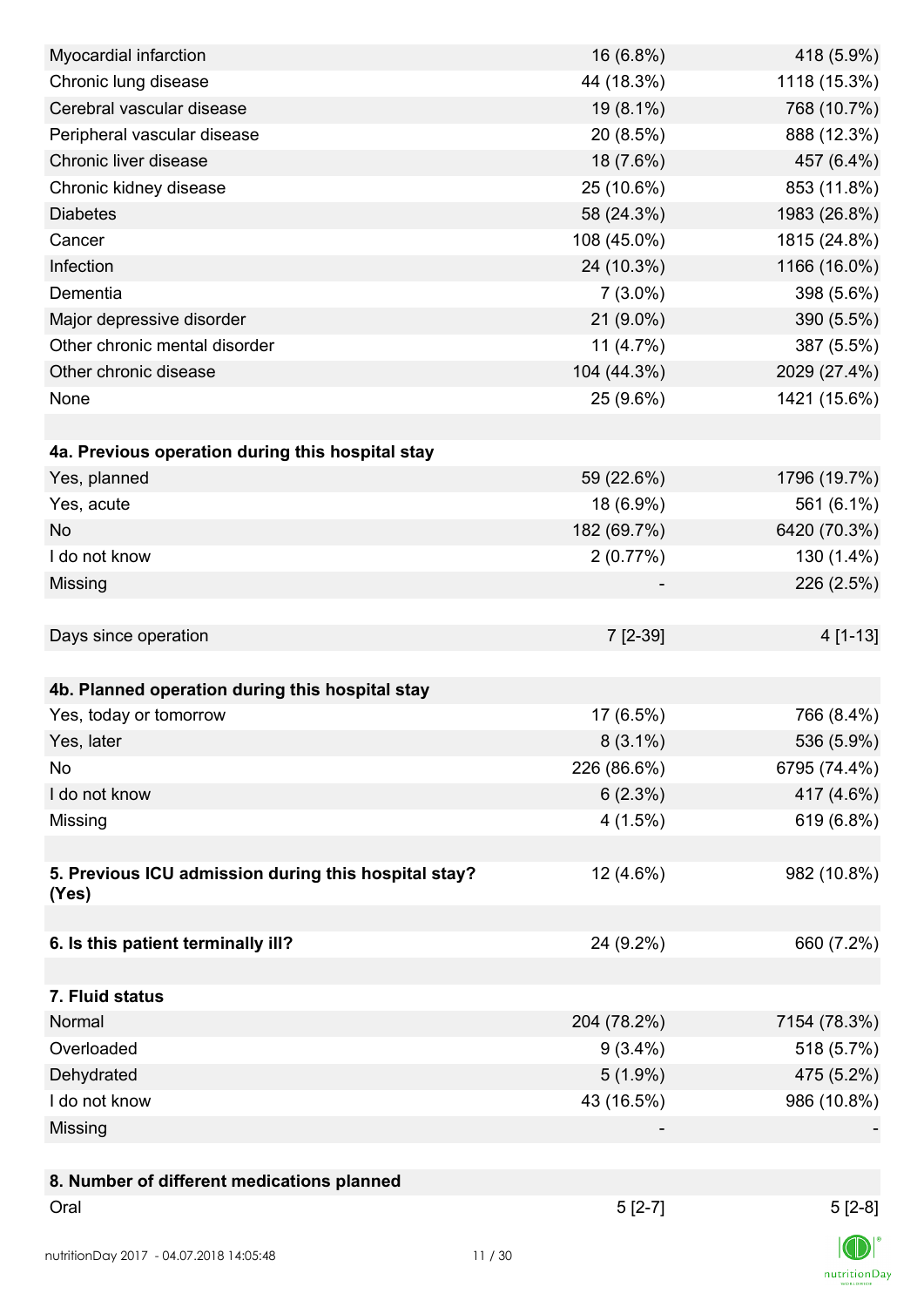| | | |
|---|---|---|
| Myocardial infarction | 16 (6.8%) | 418 (5.9%) |
| Chronic lung disease | 44 (18.3%) | 1118 (15.3%) |
| Cerebral vascular disease | 19 (8.1%) | 768 (10.7%) |
| Peripheral vascular disease | 20 (8.5%) | 888 (12.3%) |
| Chronic liver disease | 18 (7.6%) | 457 (6.4%) |
| Chronic kidney disease | 25 (10.6%) | 853 (11.8%) |
| Diabetes | 58 (24.3%) | 1983 (26.8%) |
| Cancer | 108 (45.0%) | 1815 (24.8%) |
| Infection | 24 (10.3%) | 1166 (16.0%) |
| Dementia | 7 (3.0%) | 398 (5.6%) |
| Major depressive disorder | 21 (9.0%) | 390 (5.5%) |
| Other chronic mental disorder | 11 (4.7%) | 387 (5.5%) |
| Other chronic disease | 104 (44.3%) | 2029 (27.4%) |
| None | 25 (9.6%) | 1421 (15.6%) |
| | | |
| **4a. Previous operation during this hospital stay** | | |
| Yes, planned | 59 (22.6%) | 1796 (19.7%) |
| Yes, acute | 18 (6.9%) | 561 (6.1%) |
| No | 182 (69.7%) | 6420 (70.3%) |
| I do not know | 2 (0.77%) | 130 (1.4%) |
| Missing | - | 226 (2.5%) |
| | | |
| Days since operation | 7 [2-39] | 4 [1-13] |
| | | |
| **4b. Planned operation during this hospital stay** | | |
| Yes, today or tomorrow | 17 (6.5%) | 766 (8.4%) |
| Yes, later | 8 (3.1%) | 536 (5.9%) |
| No | 226 (86.6%) | 6795 (74.4%) |
| I do not know | 6 (2.3%) | 417 (4.6%) |
| Missing | 4 (1.5%) | 619 (6.8%) |
| | | |
| **5. Previous ICU admission during this hospital stay? (Yes)** | 12 (4.6%) | 982 (10.8%) |
| | | |
| **6. Is this patient terminally ill?** | 24 (9.2%) | 660 (7.2%) |
| | | |
| **7. Fluid status** | | |
| Normal | 204 (78.2%) | 7154 (78.3%) |
| Overloaded | 9 (3.4%) | 518 (5.7%) |
| Dehydrated | 5 (1.9%) | 475 (5.2%) |
| I do not know | 43 (16.5%) | 986 (10.8%) |
| Missing | - | - |
| | | |
| **8. Number of different medications planned** | | |
| Oral | 5 [2-7] | 5 [2-8] |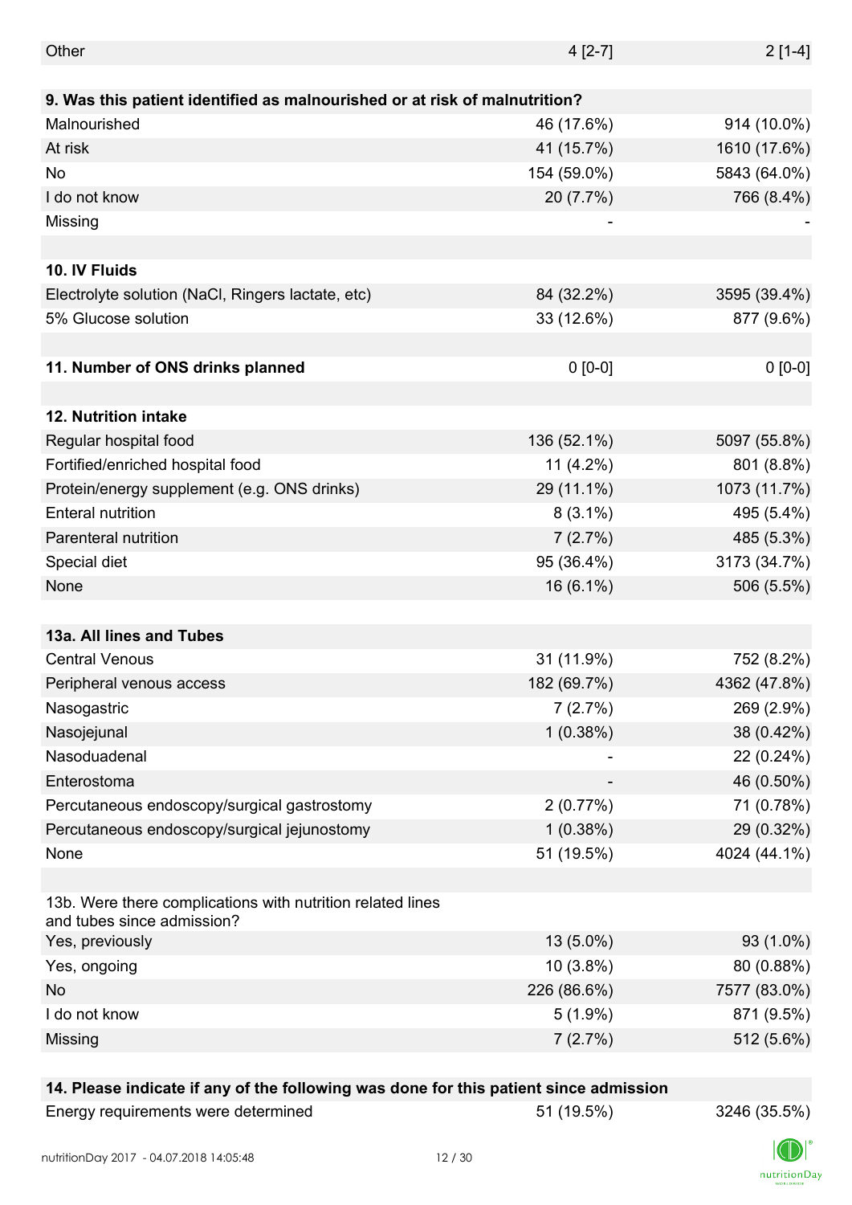| | | |
|---|---|---|
| Other | 4 [2-7] | 2 [1-4] |
| | | |
| **9. Was this patient identified as malnourished or at risk of malnutrition?** | | |
| Malnourished | 46 (17.6%) | 914 (10.0%) |
| At risk | 41 (15.7%) | 1610 (17.6%) |
| No | 154 (59.0%) | 5843 (64.0%) |
| I do not know | 20 (7.7%) | 766 (8.4%) |
| Missing | - | - |
| | | |
| **10. IV Fluids** | | |
| Electrolyte solution (NaCl, Ringers lactate, etc) | 84 (32.2%) | 3595 (39.4%) |
| 5% Glucose solution | 33 (12.6%) | 877 (9.6%) |
| | | |
| **11. Number of ONS drinks planned** | 0 [0-0] | 0 [0-0] |
| | | |
| **12. Nutrition intake** | | |
| Regular hospital food | 136 (52.1%) | 5097 (55.8%) |
| Fortified/enriched hospital food | 11 (4.2%) | 801 (8.8%) |
| Protein/energy supplement (e.g. ONS drinks) | 29 (11.1%) | 1073 (11.7%) |
| Enteral nutrition | 8 (3.1%) | 495 (5.4%) |
| Parenteral nutrition | 7 (2.7%) | 485 (5.3%) |
| Special diet | 95 (36.4%) | 3173 (34.7%) |
| None | 16 (6.1%) | 506 (5.5%) |
| | | |
| **13a. All lines and Tubes** | | |
| Central Venous | 31 (11.9%) | 752 (8.2%) |
| Peripheral venous access | 182 (69.7%) | 4362 (47.8%) |
| Nasogastric | 7 (2.7%) | 269 (2.9%) |
| Nasojejunal | 1 (0.38%) | 38 (0.42%) |
| Nasoduadenal | - | 22 (0.24%) |
| Enterostoma | - | 46 (0.50%) |
| Percutaneous endoscopy/surgical gastrostomy | 2 (0.77%) | 71 (0.78%) |
| Percutaneous endoscopy/surgical jejunostomy | 1 (0.38%) | 29 (0.32%) |
| None | 51 (19.5%) | 4024 (44.1%) |
| | | |
| 13b. Were there complications with nutrition related lines and tubes since admission? | | |
| Yes, previously | 13 (5.0%) | 93 (1.0%) |
| Yes, ongoing | 10 (3.8%) | 80 (0.88%) |
| No | 226 (86.6%) | 7577 (83.0%) |
| I do not know | 5 (1.9%) | 871 (9.5%) |
| Missing | 7 (2.7%) | 512 (5.6%) |
| | | |
| **14. Please indicate if any of the following was done for this patient since admission** | | |
| Energy requirements were determined | 51 (19.5%) | 3246 (35.5%) |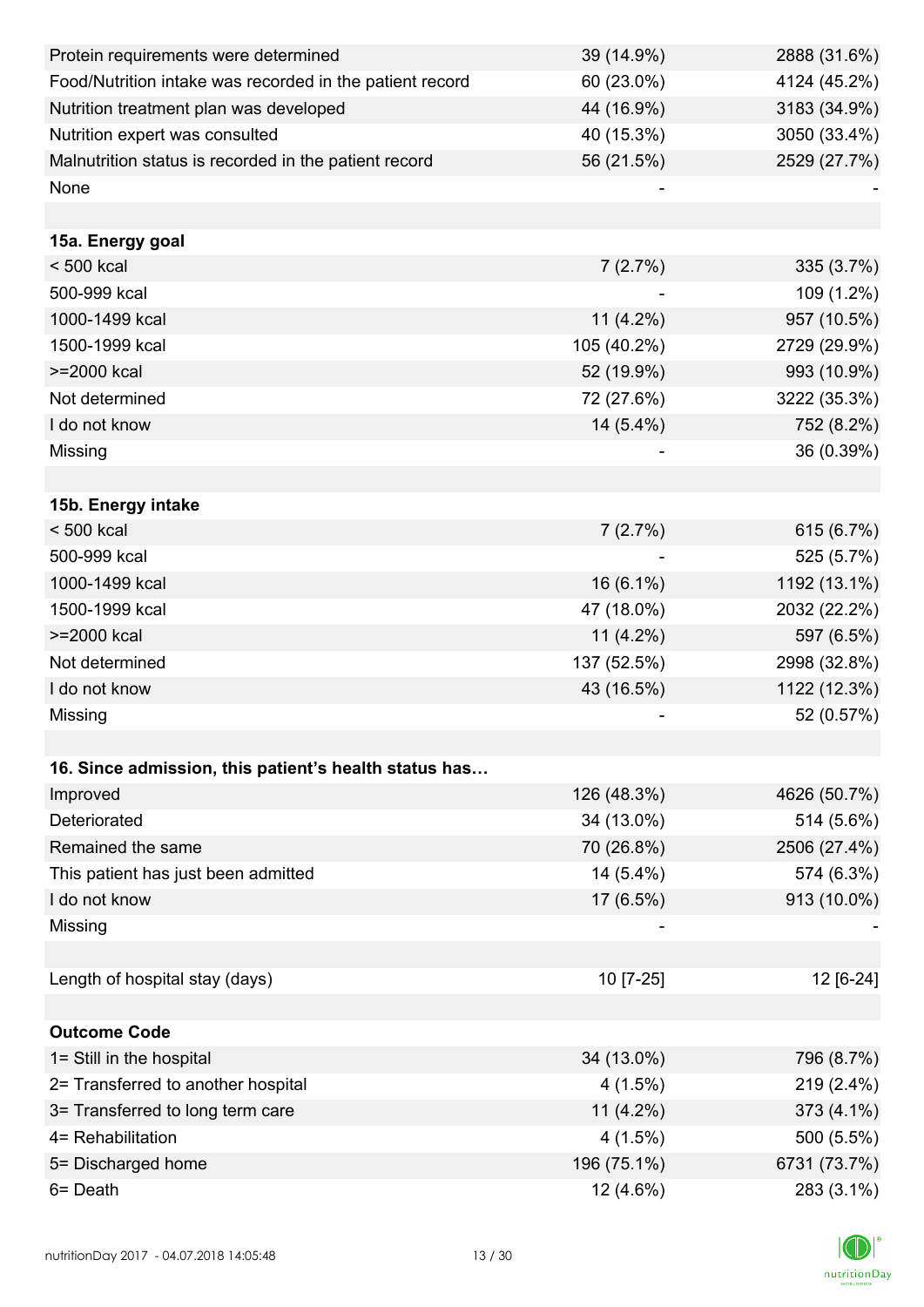| | | |
|---|---|---|
| Protein requirements were determined | 39 (14.9%) | 2888 (31.6%) |
| Food/Nutrition intake was recorded in the patient record | 60 (23.0%) | 4124 (45.2%) |
| Nutrition treatment plan was developed | 44 (16.9%) | 3183 (34.9%) |
| Nutrition expert was consulted | 40 (15.3%) | 3050 (33.4%) |
| Malnutrition status is recorded in the patient record | 56 (21.5%) | 2529 (27.7%) |
| None | - | - |
| | | |
| **15a. Energy goal** | | |
| < 500 kcal | 7 (2.7%) | 335 (3.7%) |
| 500-999 kcal | - | 109 (1.2%) |
| 1000-1499 kcal | 11 (4.2%) | 957 (10.5%) |
| 1500-1999 kcal | 105 (40.2%) | 2729 (29.9%) |
| >=2000 kcal | 52 (19.9%) | 993 (10.9%) |
| Not determined | 72 (27.6%) | 3222 (35.3%) |
| I do not know | 14 (5.4%) | 752 (8.2%) |
| Missing | - | 36 (0.39%) |
| | | |
| **15b. Energy intake** | | |
| < 500 kcal | 7 (2.7%) | 615 (6.7%) |
| 500-999 kcal | - | 525 (5.7%) |
| 1000-1499 kcal | 16 (6.1%) | 1192 (13.1%) |
| 1500-1999 kcal | 47 (18.0%) | 2032 (22.2%) |
| >=2000 kcal | 11 (4.2%) | 597 (6.5%) |
| Not determined | 137 (52.5%) | 2998 (32.8%) |
| I do not know | 43 (16.5%) | 1122 (12.3%) |
| Missing | - | 52 (0.57%) |
| | | |
| **16. Since admission, this patient's health status has…** | | |
| Improved | 126 (48.3%) | 4626 (50.7%) |
| Deteriorated | 34 (13.0%) | 514 (5.6%) |
| Remained the same | 70 (26.8%) | 2506 (27.4%) |
| This patient has just been admitted | 14 (5.4%) | 574 (6.3%) |
| I do not know | 17 (6.5%) | 913 (10.0%) |
| Missing | - | - |
| | | |
| Length of hospital stay (days) | 10 [7-25] | 12 [6-24] |
| | | |
| **Outcome Code** | | |
| 1= Still in the hospital | 34 (13.0%) | 796 (8.7%) |
| 2= Transferred to another hospital | 4 (1.5%) | 219 (2.4%) |
| 3= Transferred to long term care | 11 (4.2%) | 373 (4.1%) |
| 4= Rehabilitation | 4 (1.5%) | 500 (5.5%) |
| 5= Discharged home | 196 (75.1%) | 6731 (73.7%) |
| 6= Death | 12 (4.6%) | 283 (3.1%) |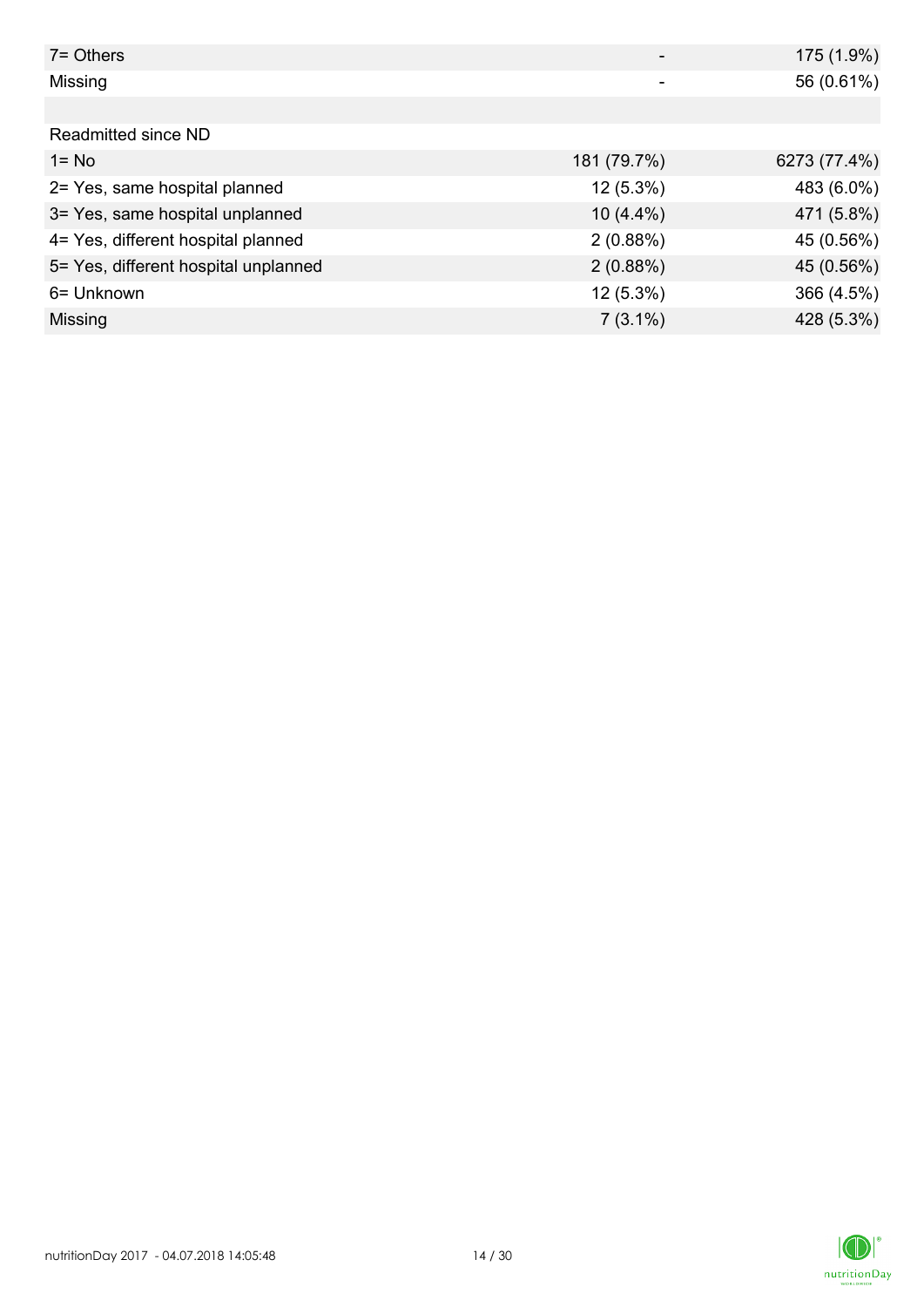| | | |
|---|---|---|
| 7= Others | - | 175 (1.9%) |
| Missing | - | 56 (0.61%) |
| | | |
| Readmitted since ND | | |
| 1= No | 181 (79.7%) | 6273 (77.4%) |
| 2= Yes, same hospital planned | 12 (5.3%) | 483 (6.0%) |
| 3= Yes, same hospital unplanned | 10 (4.4%) | 471 (5.8%) |
| 4= Yes, different hospital planned | 2 (0.88%) | 45 (0.56%) |
| 5= Yes, different hospital unplanned | 2 (0.88%) | 45 (0.56%) |
| 6= Unknown | 12 (5.3%) | 366 (4.5%) |
| Missing | 7 (3.1%) | 428 (5.3%) |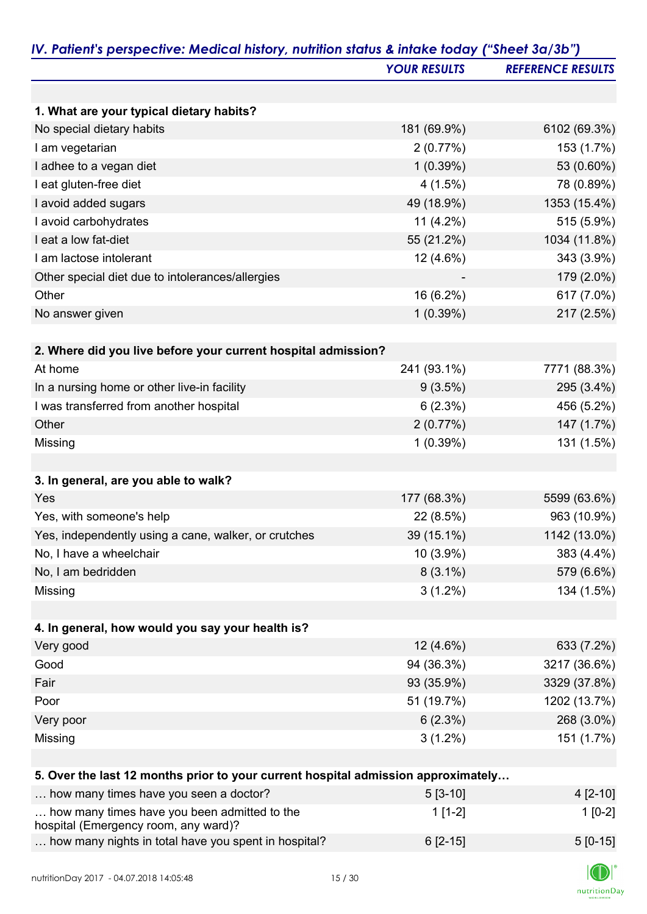## *IV. Patient's perspective: Medical history, nutrition status & intake today ("Sheet 3a/3b")*

| | *YOUR RESULTS* | *REFERENCE RESULTS* |
|---|---|---|
| **1. What are your typical dietary habits?** | | |
| No special dietary habits | 181 (69.9%) | 6102 (69.3%) |
| I am vegetarian | 2 (0.77%) | 153 (1.7%) |
| I adhee to a vegan diet | 1 (0.39%) | 53 (0.60%) |
| I eat gluten-free diet | 4 (1.5%) | 78 (0.89%) |
| I avoid added sugars | 49 (18.9%) | 1353 (15.4%) |
| I avoid carbohydrates | 11 (4.2%) | 515 (5.9%) |
| I eat a low fat-diet | 55 (21.2%) | 1034 (11.8%) |
| I am lactose intolerant | 12 (4.6%) | 343 (3.9%) |
| Other special diet due to intolerances/allergies | - | 179 (2.0%) |
| Other | 16 (6.2%) | 617 (7.0%) |
| No answer given | 1 (0.39%) | 217 (2.5%) |
| **2. Where did you live before your current hospital admission?** | | |
| At home | 241 (93.1%) | 7771 (88.3%) |
| In a nursing home or other live-in facility | 9 (3.5%) | 295 (3.4%) |
| I was transferred from another hospital | 6 (2.3%) | 456 (5.2%) |
| Other | 2 (0.77%) | 147 (1.7%) |
| Missing | 1 (0.39%) | 131 (1.5%) |
| **3. In general, are you able to walk?** | | |
| Yes | 177 (68.3%) | 5599 (63.6%) |
| Yes, with someone's help | 22 (8.5%) | 963 (10.9%) |
| Yes, independently using a cane, walker, or crutches | 39 (15.1%) | 1142 (13.0%) |
| No, I have a wheelchair | 10 (3.9%) | 383 (4.4%) |
| No, I am bedridden | 8 (3.1%) | 579 (6.6%) |
| Missing | 3 (1.2%) | 134 (1.5%) |
| **4. In general, how would you say your health is?** | | |
| Very good | 12 (4.6%) | 633 (7.2%) |
| Good | 94 (36.3%) | 3217 (36.6%) |
| Fair | 93 (35.9%) | 3329 (37.8%) |
| Poor | 51 (19.7%) | 1202 (13.7%) |
| Very poor | 6 (2.3%) | 268 (3.0%) |
| Missing | 3 (1.2%) | 151 (1.7%) |
| **5. Over the last 12 months prior to your current hospital admission approximately…** | | |
| … how many times have you seen a doctor? | 5 [3-10] | 4 [2-10] |
| … how many times have you been admitted to the hospital (Emergency room, any ward)? | 1 [1-2] | 1 [0-2] |
| … how many nights in total have you spent in hospital? | 6 [2-15] | 5 [0-15] |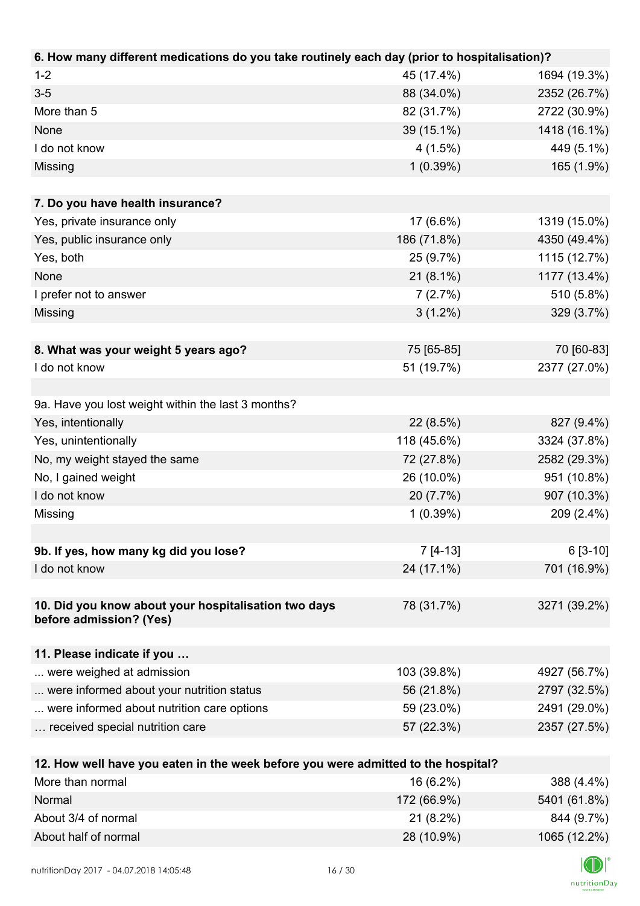| 6. How many different medications do you take routinely each day (prior to hospitalisation)? | | |
|---|---|---|
| 1-2 | 45 (17.4%) | 1694 (19.3%) |
| 3-5 | 88 (34.0%) | 2352 (26.7%) |
| More than 5 | 82 (31.7%) | 2722 (30.9%) |
| None | 39 (15.1%) | 1418 (16.1%) |
| I do not know | 4 (1.5%) | 449 (5.1%) |
| Missing | 1 (0.39%) | 165 (1.9%) |

| 7. Do you have health insurance? | | |
|---|---|---|
| Yes, private insurance only | 17 (6.6%) | 1319 (15.0%) |
| Yes, public insurance only | 186 (71.8%) | 4350 (49.4%) |
| Yes, both | 25 (9.7%) | 1115 (12.7%) |
| None | 21 (8.1%) | 1177 (13.4%) |
| I prefer not to answer | 7 (2.7%) | 510 (5.8%) |
| Missing | 3 (1.2%) | 329 (3.7%) |

| 8. What was your weight 5 years ago? | 75 [65-85] | 70 [60-83] |
|---|---|---|
| I do not know | 51 (19.7%) | 2377 (27.0%) |

| 9a. Have you lost weight within the last 3 months? | | |
|---|---|---|
| Yes, intentionally | 22 (8.5%) | 827 (9.4%) |
| Yes, unintentionally | 118 (45.6%) | 3324 (37.8%) |
| No, my weight stayed the same | 72 (27.8%) | 2582 (29.3%) |
| No, I gained weight | 26 (10.0%) | 951 (10.8%) |
| I do not know | 20 (7.7%) | 907 (10.3%) |
| Missing | 1 (0.39%) | 209 (2.4%) |

| 9b. If yes, how many kg did you lose? | 7 [4-13] | 6 [3-10] |
|---|---|---|
| I do not know | 24 (17.1%) | 701 (16.9%) |

| 10. Did you know about your hospitalisation two days before admission? (Yes) | 78 (31.7%) | 3271 (39.2%) |
|---|---|---|

| 11. Please indicate if you … | | |
|---|---|---|
| ... were weighed at admission | 103 (39.8%) | 4927 (56.7%) |
| ... were informed about your nutrition status | 56 (21.8%) | 2797 (32.5%) |
| ... were informed about nutrition care options | 59 (23.0%) | 2491 (29.0%) |
| … received special nutrition care | 57 (22.3%) | 2357 (27.5%) |

| 12. How well have you eaten in the week before you were admitted to the hospital? | | |
|---|---|---|
| More than normal | 16 (6.2%) | 388 (4.4%) |
| Normal | 172 (66.9%) | 5401 (61.8%) |
| About 3/4 of normal | 21 (8.2%) | 844 (9.7%) |
| About half of normal | 28 (10.9%) | 1065 (12.2%) |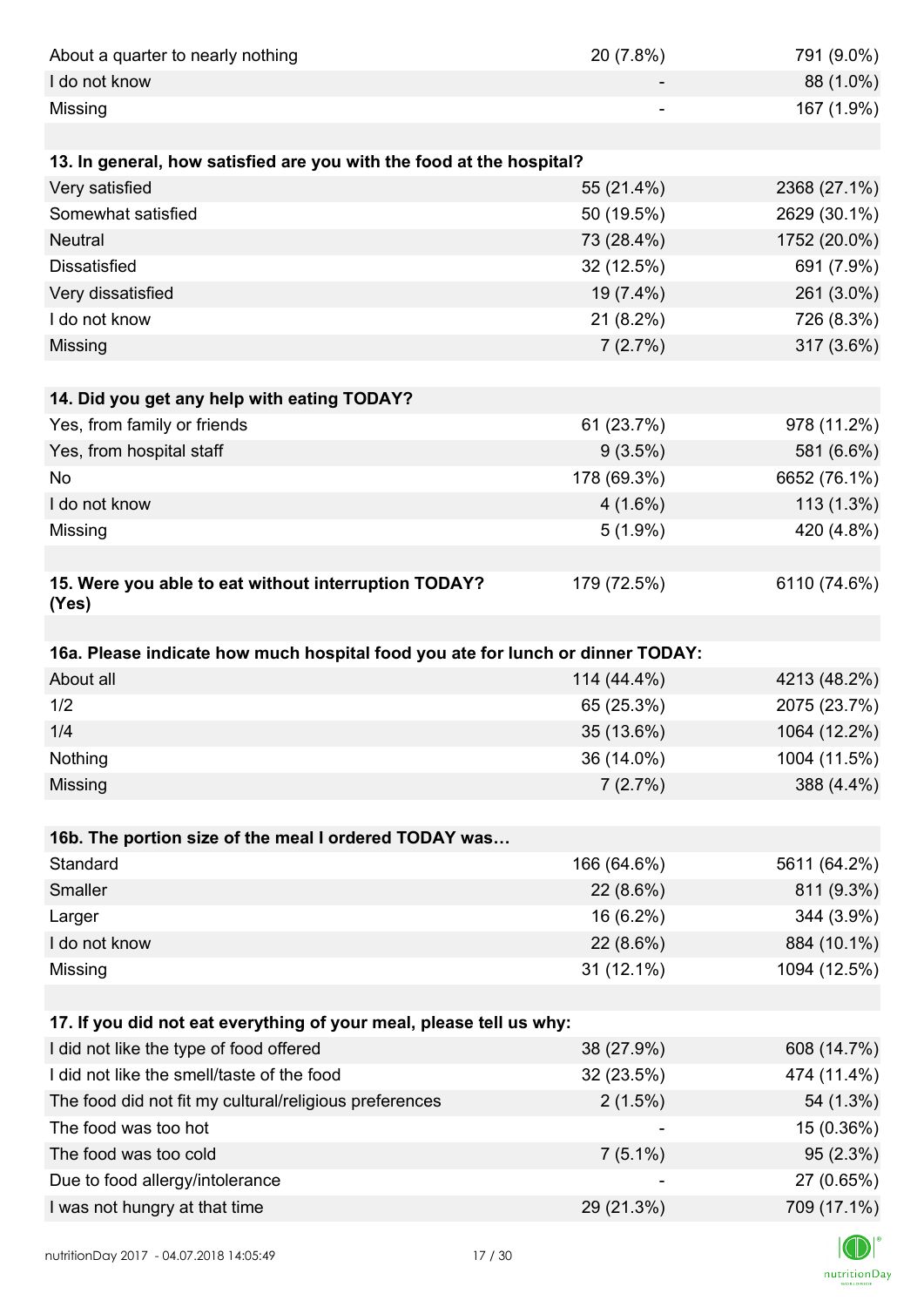| | | |
|---|---|---|
| About a quarter to nearly nothing | 20 (7.8%) | 791 (9.0%) |
| I do not know | - | 88 (1.0%) |
| Missing | - | 167 (1.9%) |

| **13. In general, how satisfied are you with the food at the hospital?** | | |
|---|---|---|
| Very satisfied | 55 (21.4%) | 2368 (27.1%) |
| Somewhat satisfied | 50 (19.5%) | 2629 (30.1%) |
| Neutral | 73 (28.4%) | 1752 (20.0%) |
| Dissatisfied | 32 (12.5%) | 691 (7.9%) |
| Very dissatisfied | 19 (7.4%) | 261 (3.0%) |
| I do not know | 21 (8.2%) | 726 (8.3%) |
| Missing | 7 (2.7%) | 317 (3.6%) |

| **14. Did you get any help with eating TODAY?** | | |
|---|---|---|
| Yes, from family or friends | 61 (23.7%) | 978 (11.2%) |
| Yes, from hospital staff | 9 (3.5%) | 581 (6.6%) |
| No | 178 (69.3%) | 6652 (76.1%) |
| I do not know | 4 (1.6%) | 113 (1.3%) |
| Missing | 5 (1.9%) | 420 (4.8%) |

| **15. Were you able to eat without interruption TODAY? (Yes)** | 179 (72.5%) | 6110 (74.6%) |
|---|---|---|

| **16a. Please indicate how much hospital food you ate for lunch or dinner TODAY:** | | |
|---|---|---|
| About all | 114 (44.4%) | 4213 (48.2%) |
| 1/2 | 65 (25.3%) | 2075 (23.7%) |
| 1/4 | 35 (13.6%) | 1064 (12.2%) |
| Nothing | 36 (14.0%) | 1004 (11.5%) |
| Missing | 7 (2.7%) | 388 (4.4%) |

| **16b. The portion size of the meal I ordered TODAY was…** | | |
|---|---|---|
| Standard | 166 (64.6%) | 5611 (64.2%) |
| Smaller | 22 (8.6%) | 811 (9.3%) |
| Larger | 16 (6.2%) | 344 (3.9%) |
| I do not know | 22 (8.6%) | 884 (10.1%) |
| Missing | 31 (12.1%) | 1094 (12.5%) |

| **17. If you did not eat everything of your meal, please tell us why:** | | |
|---|---|---|
| I did not like the type of food offered | 38 (27.9%) | 608 (14.7%) |
| I did not like the smell/taste of the food | 32 (23.5%) | 474 (11.4%) |
| The food did not fit my cultural/religious preferences | 2 (1.5%) | 54 (1.3%) |
| The food was too hot | - | 15 (0.36%) |
| The food was too cold | 7 (5.1%) | 95 (2.3%) |
| Due to food allergy/intolerance | - | 27 (0.65%) |
| I was not hungry at that time | 29 (21.3%) | 709 (17.1%) |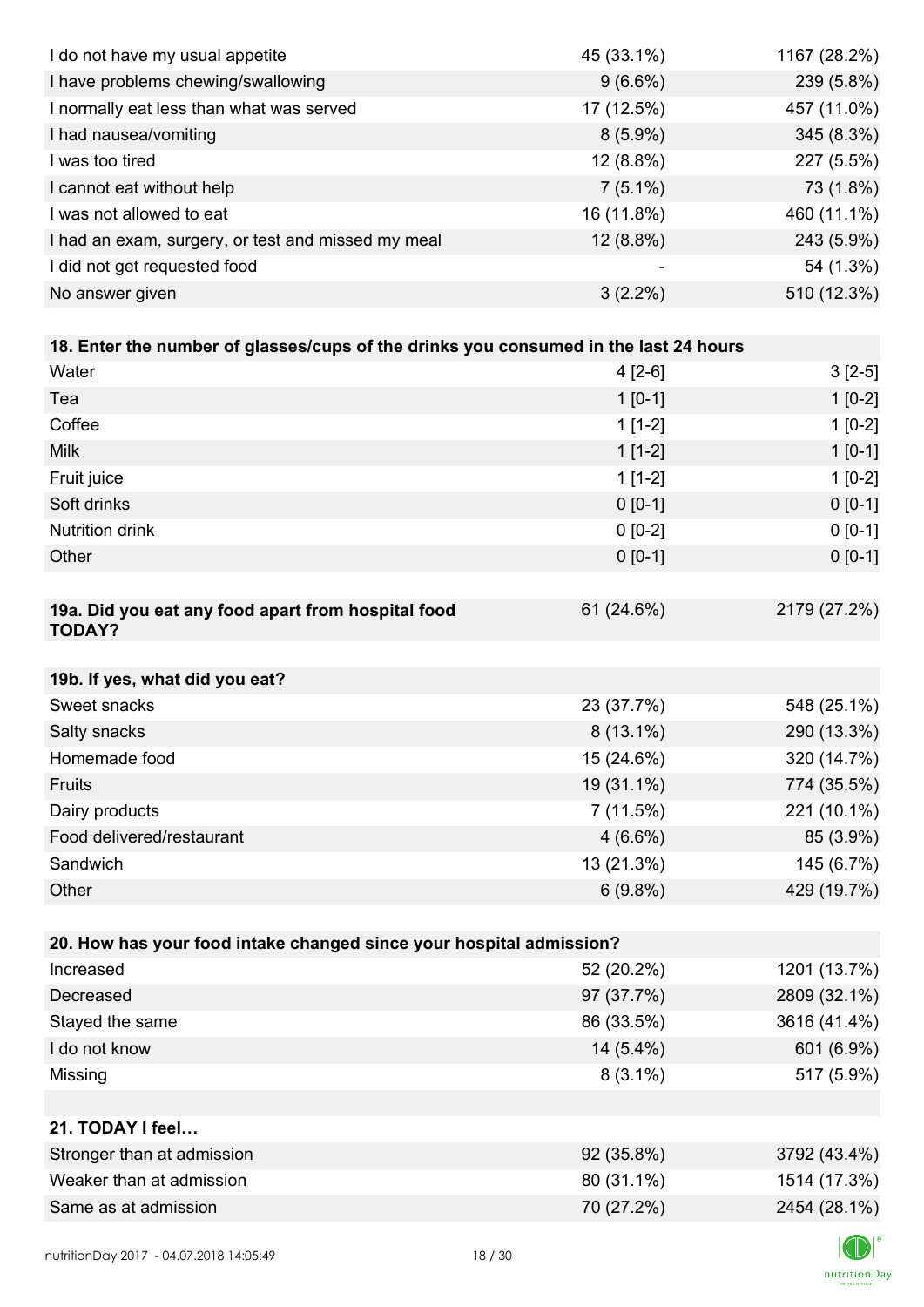| | | |
|---|---|---|
| I do not have my usual appetite | 45 (33.1%) | 1167 (28.2%) |
| I have problems chewing/swallowing | 9 (6.6%) | 239 (5.8%) |
| I normally eat less than what was served | 17 (12.5%) | 457 (11.0%) |
| I had nausea/vomiting | 8 (5.9%) | 345 (8.3%) |
| I was too tired | 12 (8.8%) | 227 (5.5%) |
| I cannot eat without help | 7 (5.1%) | 73 (1.8%) |
| I was not allowed to eat | 16 (11.8%) | 460 (11.1%) |
| I had an exam, surgery, or test and missed my meal | 12 (8.8%) | 243 (5.9%) |
| I did not get requested food | - | 54 (1.3%) |
| No answer given | 3 (2.2%) | 510 (12.3%) |

| **18. Enter the number of glasses/cups of the drinks you consumed in the last 24 hours** | | |
|---|---|---|
| Water | 4 [2-6] | 3 [2-5] |
| Tea | 1 [0-1] | 1 [0-2] |
| Coffee | 1 [1-2] | 1 [0-2] |
| Milk | 1 [1-2] | 1 [0-1] |
| Fruit juice | 1 [1-2] | 1 [0-2] |
| Soft drinks | 0 [0-1] | 0 [0-1] |
| Nutrition drink | 0 [0-2] | 0 [0-1] |
| Other | 0 [0-1] | 0 [0-1] |

| | | |
|---|---|---|
| **19a. Did you eat any food apart from hospital food TODAY?** | 61 (24.6%) | 2179 (27.2%) |

| **19b. If yes, what did you eat?** | | |
|---|---|---|
| Sweet snacks | 23 (37.7%) | 548 (25.1%) |
| Salty snacks | 8 (13.1%) | 290 (13.3%) |
| Homemade food | 15 (24.6%) | 320 (14.7%) |
| Fruits | 19 (31.1%) | 774 (35.5%) |
| Dairy products | 7 (11.5%) | 221 (10.1%) |
| Food delivered/restaurant | 4 (6.6%) | 85 (3.9%) |
| Sandwich | 13 (21.3%) | 145 (6.7%) |
| Other | 6 (9.8%) | 429 (19.7%) |

| **20. How has your food intake changed since your hospital admission?** | | |
|---|---|---|
| Increased | 52 (20.2%) | 1201 (13.7%) |
| Decreased | 97 (37.7%) | 2809 (32.1%) |
| Stayed the same | 86 (33.5%) | 3616 (41.4%) |
| I do not know | 14 (5.4%) | 601 (6.9%) |
| Missing | 8 (3.1%) | 517 (5.9%) |

| **21. TODAY I feel…** | | |
|---|---|---|
| Stronger than at admission | 92 (35.8%) | 3792 (43.4%) |
| Weaker than at admission | 80 (31.1%) | 1514 (17.3%) |
| Same as at admission | 70 (27.2%) | 2454 (28.1%) |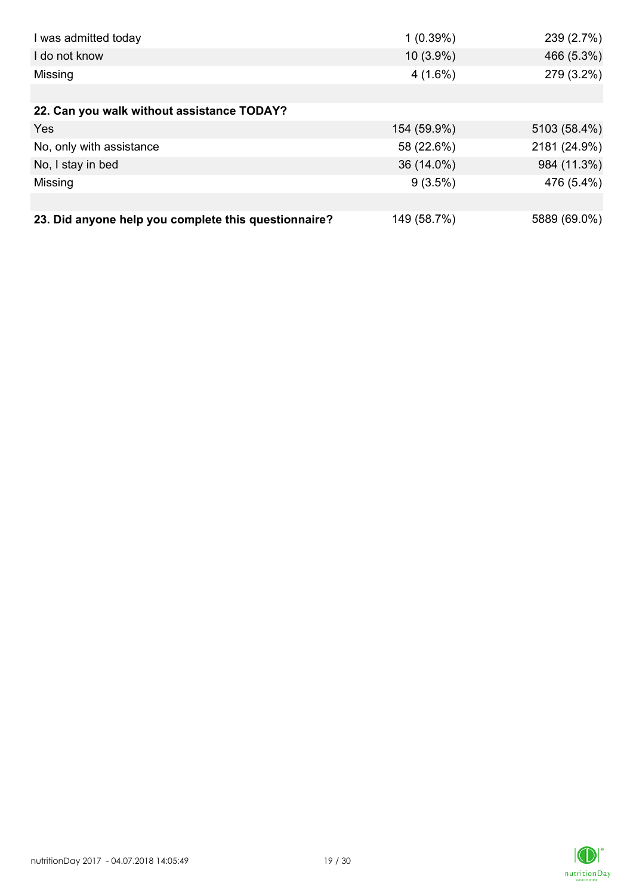| | | |
|---|---|---|
| I was admitted today | 1 (0.39%) | 239 (2.7%) |
| I do not know | 10 (3.9%) | 466 (5.3%) |
| Missing | 4 (1.6%) | 279 (3.2%) |
| | | |
| **22. Can you walk without assistance TODAY?** | | |
| Yes | 154 (59.9%) | 5103 (58.4%) |
| No, only with assistance | 58 (22.6%) | 2181 (24.9%) |
| No, I stay in bed | 36 (14.0%) | 984 (11.3%) |
| Missing | 9 (3.5%) | 476 (5.4%) |
| | | |
| **23. Did anyone help you complete this questionnaire?** | 149 (58.7%) | 5889 (69.0%) |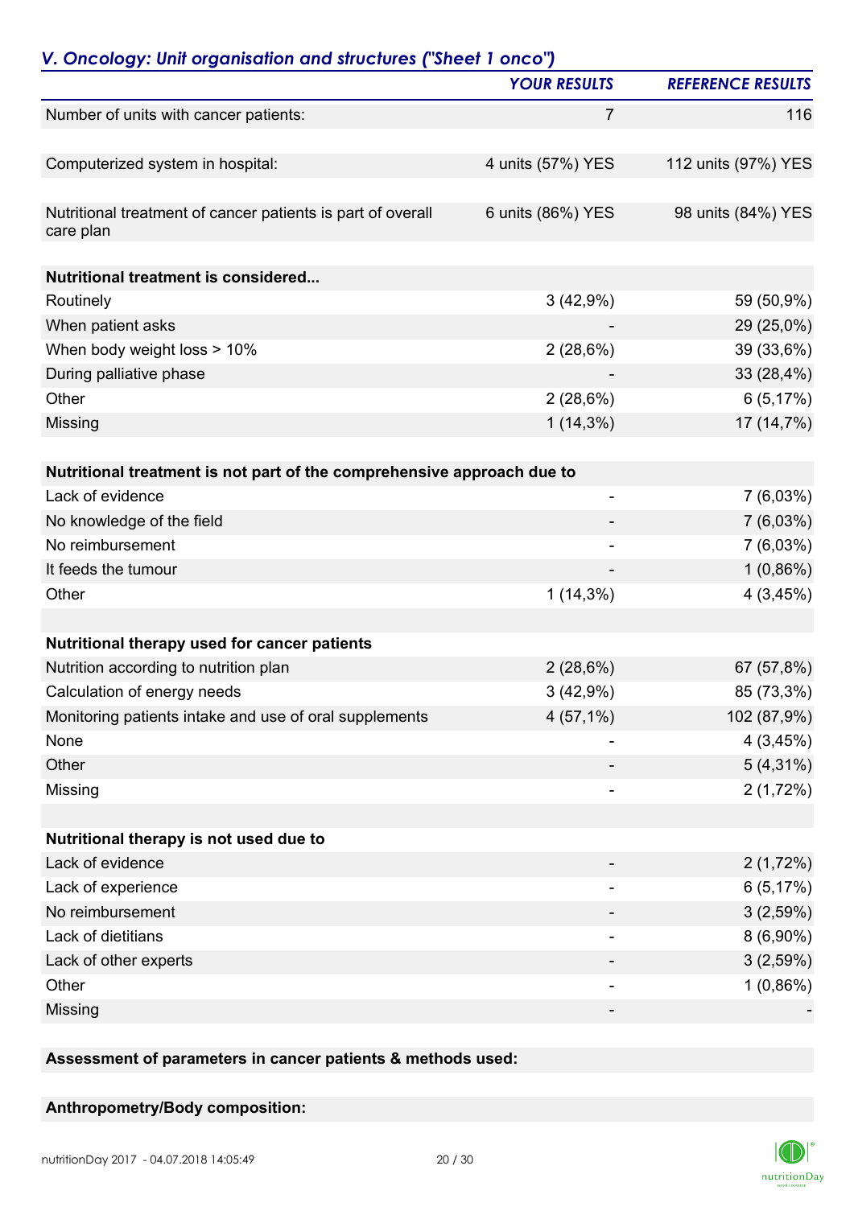## *V. Oncology: Unit organisation and structures ("Sheet 1 onco")*

| | YOUR RESULTS | REFERENCE RESULTS |
|---|---|---|
| Number of units with cancer patients: | 7 | 116 |
| Computerized system in hospital: | 4 units (57%) YES | 112 units (97%) YES |
| Nutritional treatment of cancer patients is part of overall care plan | 6 units (86%) YES | 98 units (84%) YES |
| **Nutritional treatment is considered...** | | |
| Routinely | 3 (42,9%) | 59 (50,9%) |
| When patient asks | - | 29 (25,0%) |
| When body weight loss > 10% | 2 (28,6%) | 39 (33,6%) |
| During palliative phase | - | 33 (28,4%) |
| Other | 2 (28,6%) | 6 (5,17%) |
| Missing | 1 (14,3%) | 17 (14,7%) |
| **Nutritional treatment is not part of the comprehensive approach due to** | | |
| Lack of evidence | - | 7 (6,03%) |
| No knowledge of the field | - | 7 (6,03%) |
| No reimbursement | - | 7 (6,03%) |
| It feeds the tumour | - | 1 (0,86%) |
| Other | 1 (14,3%) | 4 (3,45%) |
| **Nutritional therapy used for cancer patients** | | |
| Nutrition according to nutrition plan | 2 (28,6%) | 67 (57,8%) |
| Calculation of energy needs | 3 (42,9%) | 85 (73,3%) |
| Monitoring patients intake and use of oral supplements | 4 (57,1%) | 102 (87,9%) |
| None | - | 4 (3,45%) |
| Other | - | 5 (4,31%) |
| Missing | - | 2 (1,72%) |
| **Nutritional therapy is not used due to** | | |
| Lack of evidence | - | 2 (1,72%) |
| Lack of experience | - | 6 (5,17%) |
| No reimbursement | - | 3 (2,59%) |
| Lack of dietitians | - | 8 (6,90%) |
| Lack of other experts | - | 3 (2,59%) |
| Other | - | 1 (0,86%) |
| Missing | - | - |

**Assessment of parameters in cancer patients & methods used:**

**Anthropometry/Body composition:**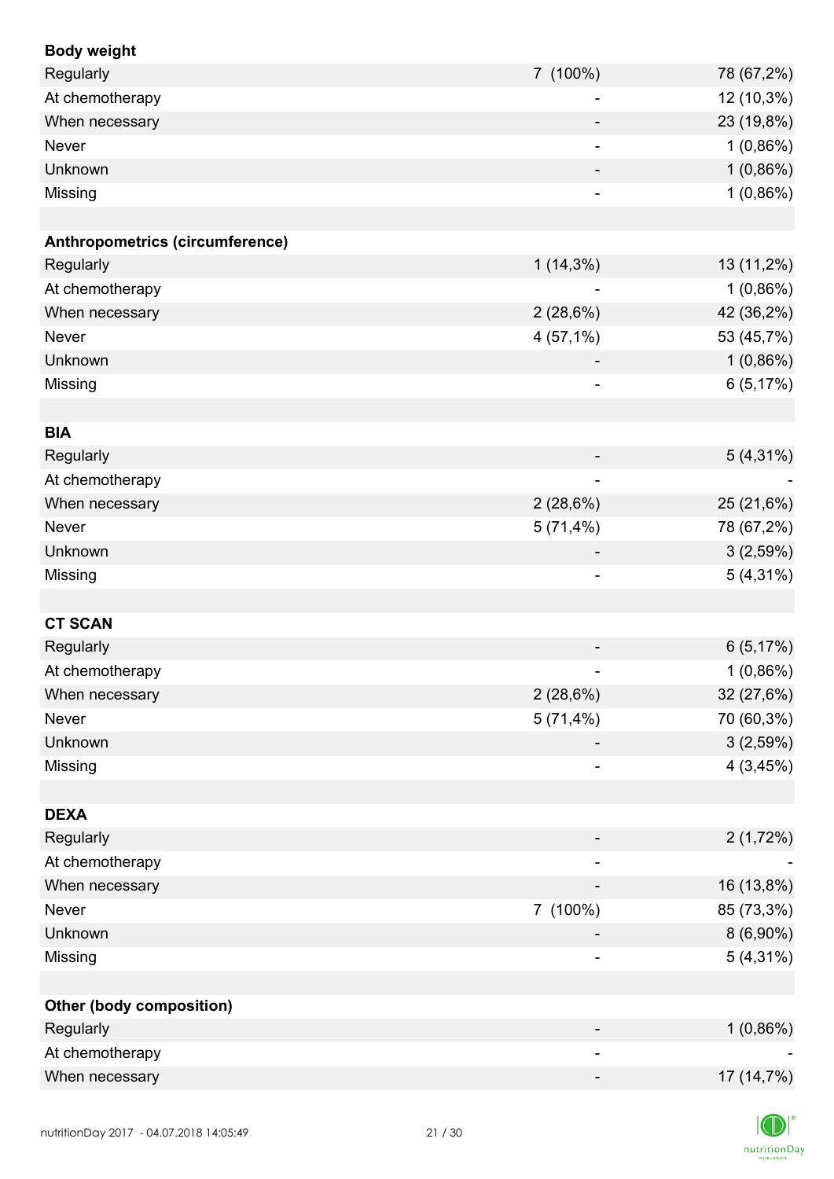| **Body weight** | | |
|---|---|---|
| Regularly | 7 (100%) | 78 (67,2%) |
| At chemotherapy | - | 12 (10,3%) |
| When necessary | - | 23 (19,8%) |
| Never | - | 1 (0,86%) |
| Unknown | - | 1 (0,86%) |
| Missing | - | 1 (0,86%) |
| | | |
| **Anthropometrics (circumference)** | | |
| Regularly | 1 (14,3%) | 13 (11,2%) |
| At chemotherapy | - | 1 (0,86%) |
| When necessary | 2 (28,6%) | 42 (36,2%) |
| Never | 4 (57,1%) | 53 (45,7%) |
| Unknown | - | 1 (0,86%) |
| Missing | - | 6 (5,17%) |
| | | |
| **BIA** | | |
| Regularly | - | 5 (4,31%) |
| At chemotherapy | - | - |
| When necessary | 2 (28,6%) | 25 (21,6%) |
| Never | 5 (71,4%) | 78 (67,2%) |
| Unknown | - | 3 (2,59%) |
| Missing | - | 5 (4,31%) |
| | | |
| **CT SCAN** | | |
| Regularly | - | 6 (5,17%) |
| At chemotherapy | - | 1 (0,86%) |
| When necessary | 2 (28,6%) | 32 (27,6%) |
| Never | 5 (71,4%) | 70 (60,3%) |
| Unknown | - | 3 (2,59%) |
| Missing | - | 4 (3,45%) |
| | | |
| **DEXA** | | |
| Regularly | - | 2 (1,72%) |
| At chemotherapy | - | - |
| When necessary | - | 16 (13,8%) |
| Never | 7 (100%) | 85 (73,3%) |
| Unknown | - | 8 (6,90%) |
| Missing | - | 5 (4,31%) |
| | | |
| **Other (body composition)** | | |
| Regularly | - | 1 (0,86%) |
| At chemotherapy | - | - |
| When necessary | - | 17 (14,7%) |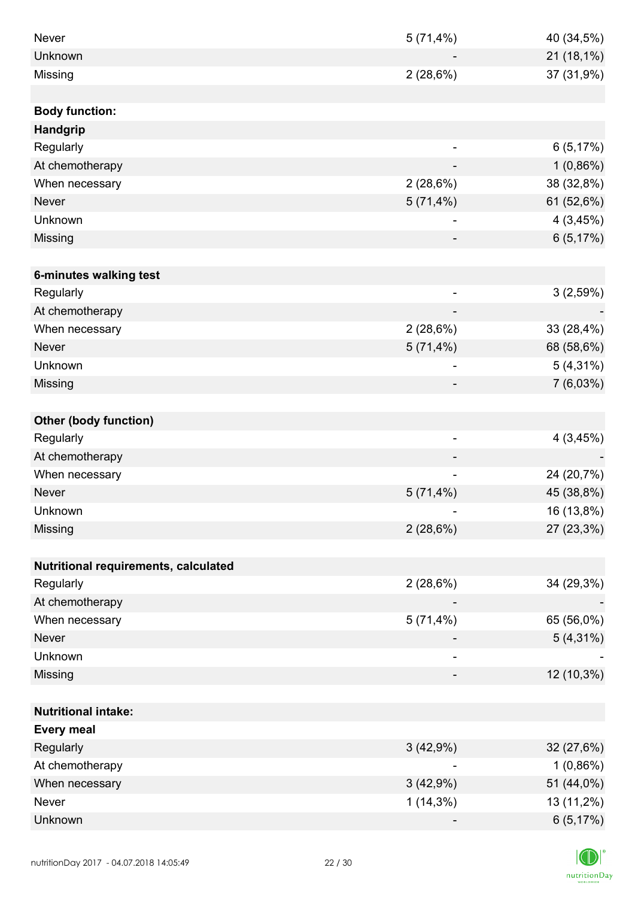| | | |
|---|---|---|
| Never | 5 (71,4%) | 40 (34,5%) |
| Unknown | - | 21 (18,1%) |
| Missing | 2 (28,6%) | 37 (31,9%) |
| | | |
| **Body function:** | | |
| **Handgrip** | | |
| Regularly | - | 6 (5,17%) |
| At chemotherapy | - | 1 (0,86%) |
| When necessary | 2 (28,6%) | 38 (32,8%) |
| Never | 5 (71,4%) | 61 (52,6%) |
| Unknown | - | 4 (3,45%) |
| Missing | - | 6 (5,17%) |
| | | |
| **6-minutes walking test** | | |
| Regularly | - | 3 (2,59%) |
| At chemotherapy | - | - |
| When necessary | 2 (28,6%) | 33 (28,4%) |
| Never | 5 (71,4%) | 68 (58,6%) |
| Unknown | - | 5 (4,31%) |
| Missing | - | 7 (6,03%) |
| | | |
| **Other (body function)** | | |
| Regularly | - | 4 (3,45%) |
| At chemotherapy | - | - |
| When necessary | - | 24 (20,7%) |
| Never | 5 (71,4%) | 45 (38,8%) |
| Unknown | - | 16 (13,8%) |
| Missing | 2 (28,6%) | 27 (23,3%) |
| | | |
| **Nutritional requirements, calculated** | | |
| Regularly | 2 (28,6%) | 34 (29,3%) |
| At chemotherapy | - | - |
| When necessary | 5 (71,4%) | 65 (56,0%) |
| Never | - | 5 (4,31%) |
| Unknown | - | - |
| Missing | - | 12 (10,3%) |
| | | |
| **Nutritional intake:** | | |
| **Every meal** | | |
| Regularly | 3 (42,9%) | 32 (27,6%) |
| At chemotherapy | - | 1 (0,86%) |
| When necessary | 3 (42,9%) | 51 (44,0%) |
| Never | 1 (14,3%) | 13 (11,2%) |
| Unknown | - | 6 (5,17%) |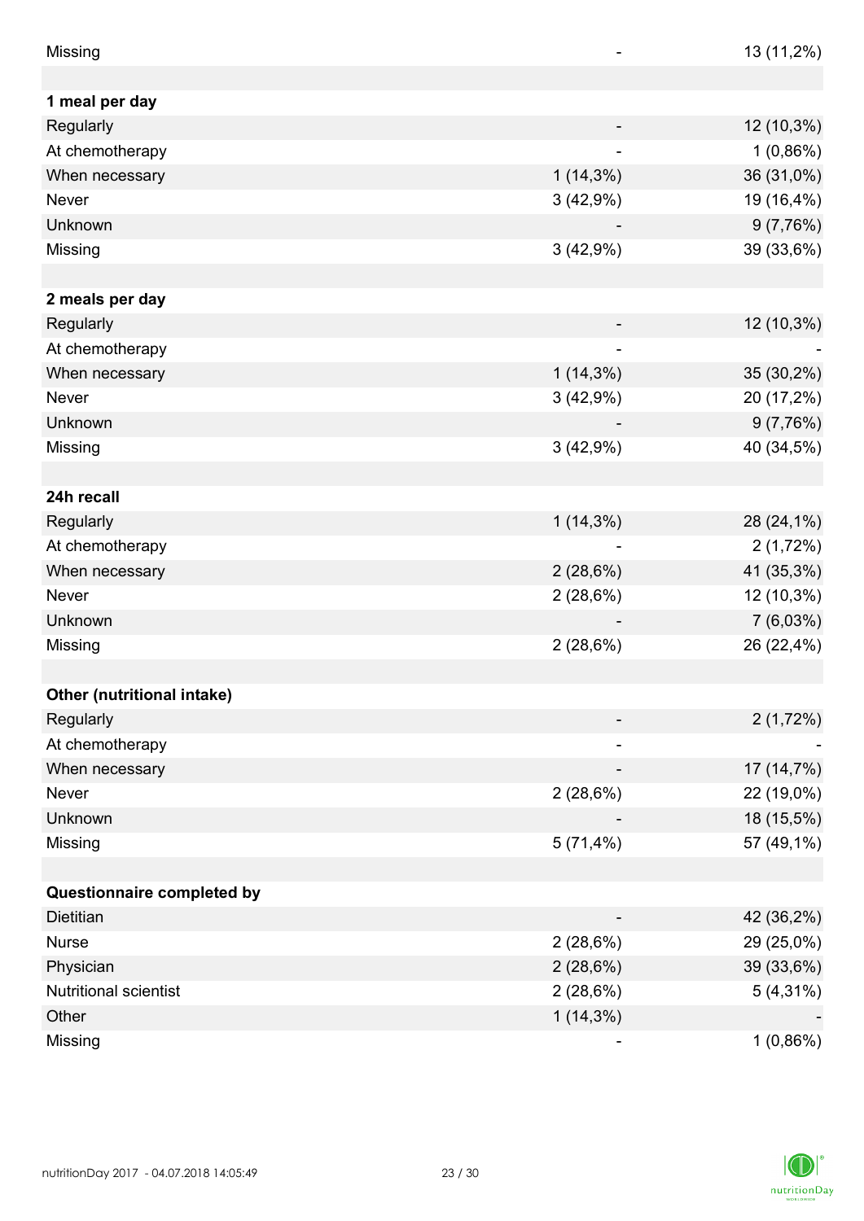| | | |
|---|---|---|
| Missing | - | 13 (11,2%) |
| | | |
| **1 meal per day** | | |
| Regularly | - | 12 (10,3%) |
| At chemotherapy | - | 1 (0,86%) |
| When necessary | 1 (14,3%) | 36 (31,0%) |
| Never | 3 (42,9%) | 19 (16,4%) |
| Unknown | - | 9 (7,76%) |
| Missing | 3 (42,9%) | 39 (33,6%) |
| | | |
| **2 meals per day** | | |
| Regularly | - | 12 (10,3%) |
| At chemotherapy | - | - |
| When necessary | 1 (14,3%) | 35 (30,2%) |
| Never | 3 (42,9%) | 20 (17,2%) |
| Unknown | - | 9 (7,76%) |
| Missing | 3 (42,9%) | 40 (34,5%) |
| | | |
| **24h recall** | | |
| Regularly | 1 (14,3%) | 28 (24,1%) |
| At chemotherapy | - | 2 (1,72%) |
| When necessary | 2 (28,6%) | 41 (35,3%) |
| Never | 2 (28,6%) | 12 (10,3%) |
| Unknown | - | 7 (6,03%) |
| Missing | 2 (28,6%) | 26 (22,4%) |
| | | |
| **Other (nutritional intake)** | | |
| Regularly | - | 2 (1,72%) |
| At chemotherapy | - | - |
| When necessary | - | 17 (14,7%) |
| Never | 2 (28,6%) | 22 (19,0%) |
| Unknown | - | 18 (15,5%) |
| Missing | 5 (71,4%) | 57 (49,1%) |
| | | |
| **Questionnaire completed by** | | |
| Dietitian | - | 42 (36,2%) |
| Nurse | 2 (28,6%) | 29 (25,0%) |
| Physician | 2 (28,6%) | 39 (33,6%) |
| Nutritional scientist | 2 (28,6%) | 5 (4,31%) |
| Other | 1 (14,3%) | - |
| Missing | - | 1 (0,86%) |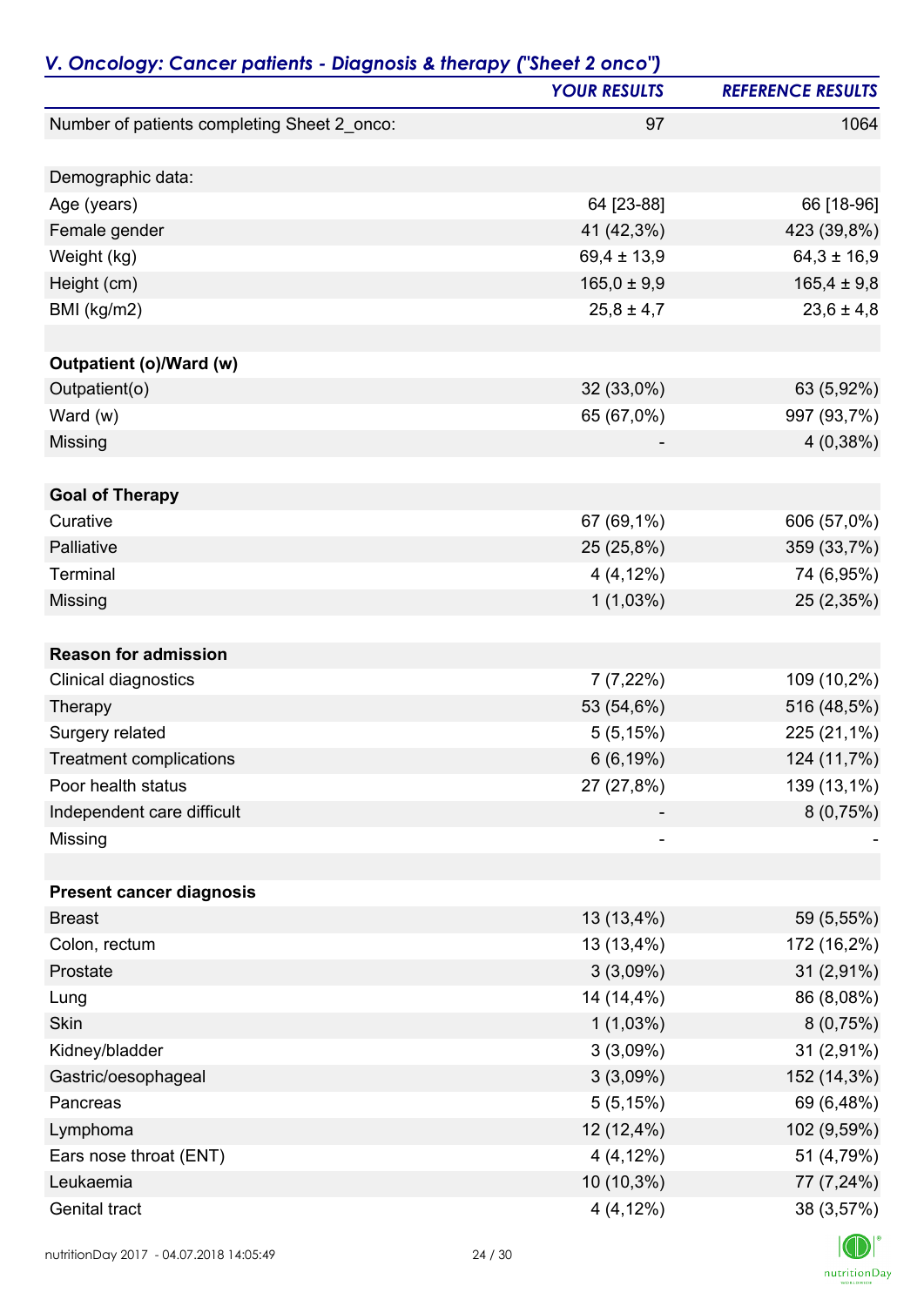## *V. Oncology: Cancer patients - Diagnosis & therapy ("Sheet 2 onco")*

| | *YOUR RESULTS* | *REFERENCE RESULTS* |
|---|---|---|
| Number of patients completing Sheet 2_onco: | 97 | 1064 |
| | | |
| Demographic data: | | |
| Age (years) | 64 [23-88] | 66 [18-96] |
| Female gender | 41 (42,3%) | 423 (39,8%) |
| Weight (kg) | 69,4 ± 13,9 | 64,3 ± 16,9 |
| Height (cm) | 165,0 ± 9,9 | 165,4 ± 9,8 |
| BMI (kg/m2) | 25,8 ± 4,7 | 23,6 ± 4,8 |
| | | |
| **Outpatient (o)/Ward (w)** | | |
| Outpatient(o) | 32 (33,0%) | 63 (5,92%) |
| Ward (w) | 65 (67,0%) | 997 (93,7%) |
| Missing | - | 4 (0,38%) |
| | | |
| **Goal of Therapy** | | |
| Curative | 67 (69,1%) | 606 (57,0%) |
| Palliative | 25 (25,8%) | 359 (33,7%) |
| Terminal | 4 (4,12%) | 74 (6,95%) |
| Missing | 1 (1,03%) | 25 (2,35%) |
| | | |
| **Reason for admission** | | |
| Clinical diagnostics | 7 (7,22%) | 109 (10,2%) |
| Therapy | 53 (54,6%) | 516 (48,5%) |
| Surgery related | 5 (5,15%) | 225 (21,1%) |
| Treatment complications | 6 (6,19%) | 124 (11,7%) |
| Poor health status | 27 (27,8%) | 139 (13,1%) |
| Independent care difficult | - | 8 (0,75%) |
| Missing | - | - |
| | | |
| **Present cancer diagnosis** | | |
| Breast | 13 (13,4%) | 59 (5,55%) |
| Colon, rectum | 13 (13,4%) | 172 (16,2%) |
| Prostate | 3 (3,09%) | 31 (2,91%) |
| Lung | 14 (14,4%) | 86 (8,08%) |
| Skin | 1 (1,03%) | 8 (0,75%) |
| Kidney/bladder | 3 (3,09%) | 31 (2,91%) |
| Gastric/oesophageal | 3 (3,09%) | 152 (14,3%) |
| Pancreas | 5 (5,15%) | 69 (6,48%) |
| Lymphoma | 12 (12,4%) | 102 (9,59%) |
| Ears nose throat (ENT) | 4 (4,12%) | 51 (4,79%) |
| Leukaemia | 10 (10,3%) | 77 (7,24%) |
| Genital tract | 4 (4,12%) | 38 (3,57%) |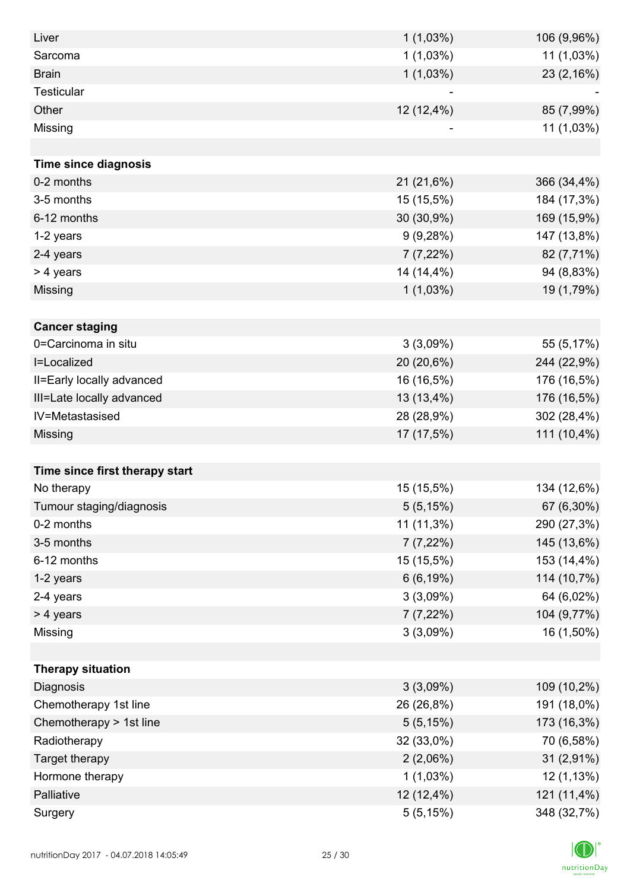| | | |
|---|---|---|
| Liver | 1 (1,03%) | 106 (9,96%) |
| Sarcoma | 1 (1,03%) | 11 (1,03%) |
| Brain | 1 (1,03%) | 23 (2,16%) |
| Testicular | - | - |
| Other | 12 (12,4%) | 85 (7,99%) |
| Missing | - | 11 (1,03%) |
| | | |
| **Time since diagnosis** | | |
| 0-2 months | 21 (21,6%) | 366 (34,4%) |
| 3-5 months | 15 (15,5%) | 184 (17,3%) |
| 6-12 months | 30 (30,9%) | 169 (15,9%) |
| 1-2 years | 9 (9,28%) | 147 (13,8%) |
| 2-4 years | 7 (7,22%) | 82 (7,71%) |
| > 4 years | 14 (14,4%) | 94 (8,83%) |
| Missing | 1 (1,03%) | 19 (1,79%) |
| | | |
| **Cancer staging** | | |
| 0=Carcinoma in situ | 3 (3,09%) | 55 (5,17%) |
| I=Localized | 20 (20,6%) | 244 (22,9%) |
| II=Early locally advanced | 16 (16,5%) | 176 (16,5%) |
| III=Late locally advanced | 13 (13,4%) | 176 (16,5%) |
| IV=Metastasised | 28 (28,9%) | 302 (28,4%) |
| Missing | 17 (17,5%) | 111 (10,4%) |
| | | |
| **Time since first therapy start** | | |
| No therapy | 15 (15,5%) | 134 (12,6%) |
| Tumour staging/diagnosis | 5 (5,15%) | 67 (6,30%) |
| 0-2 months | 11 (11,3%) | 290 (27,3%) |
| 3-5 months | 7 (7,22%) | 145 (13,6%) |
| 6-12 months | 15 (15,5%) | 153 (14,4%) |
| 1-2 years | 6 (6,19%) | 114 (10,7%) |
| 2-4 years | 3 (3,09%) | 64 (6,02%) |
| > 4 years | 7 (7,22%) | 104 (9,77%) |
| Missing | 3 (3,09%) | 16 (1,50%) |
| | | |
| **Therapy situation** | | |
| Diagnosis | 3 (3,09%) | 109 (10,2%) |
| Chemotherapy 1st line | 26 (26,8%) | 191 (18,0%) |
| Chemotherapy > 1st line | 5 (5,15%) | 173 (16,3%) |
| Radiotherapy | 32 (33,0%) | 70 (6,58%) |
| Target therapy | 2 (2,06%) | 31 (2,91%) |
| Hormone therapy | 1 (1,03%) | 12 (1,13%) |
| Palliative | 12 (12,4%) | 121 (11,4%) |
| Surgery | 5 (5,15%) | 348 (32,7%) |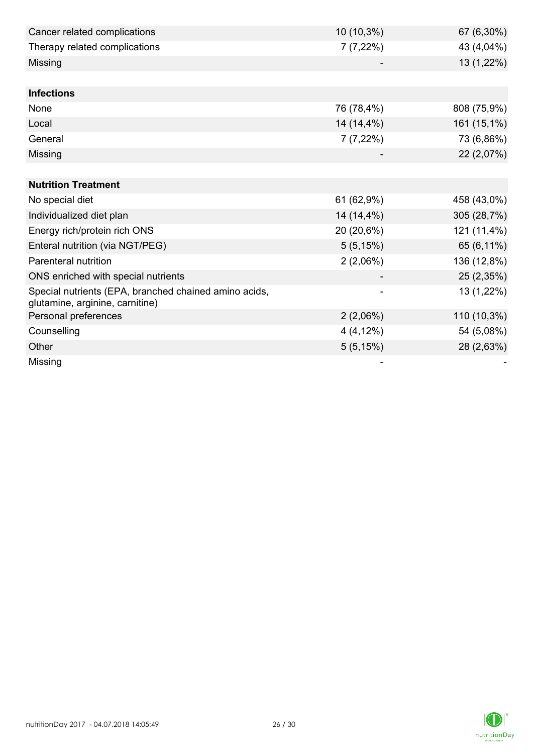| | | |
|---|---|---|
| Cancer related complications | 10 (10,3%) | 67 (6,30%) |
| Therapy related complications | 7 (7,22%) | 43 (4,04%) |
| Missing | - | 13 (1,22%) |
| | | |
| **Infections** | | |
| None | 76 (78,4%) | 808 (75,9%) |
| Local | 14 (14,4%) | 161 (15,1%) |
| General | 7 (7,22%) | 73 (6,86%) |
| Missing | - | 22 (2,07%) |
| | | |
| **Nutrition Treatment** | | |
| No special diet | 61 (62,9%) | 458 (43,0%) |
| Individualized diet plan | 14 (14,4%) | 305 (28,7%) |
| Energy rich/protein rich ONS | 20 (20,6%) | 121 (11,4%) |
| Enteral nutrition (via NGT/PEG) | 5 (5,15%) | 65 (6,11%) |
| Parenteral nutrition | 2 (2,06%) | 136 (12,8%) |
| ONS enriched with special nutrients | - | 25 (2,35%) |
| Special nutrients (EPA, branched chained amino acids, glutamine, arginine, carnitine) | - | 13 (1,22%) |
| Personal preferences | 2 (2,06%) | 110 (10,3%) |
| Counselling | 4 (4,12%) | 54 (5,08%) |
| Other | 5 (5,15%) | 28 (2,63%) |
| Missing | - | - |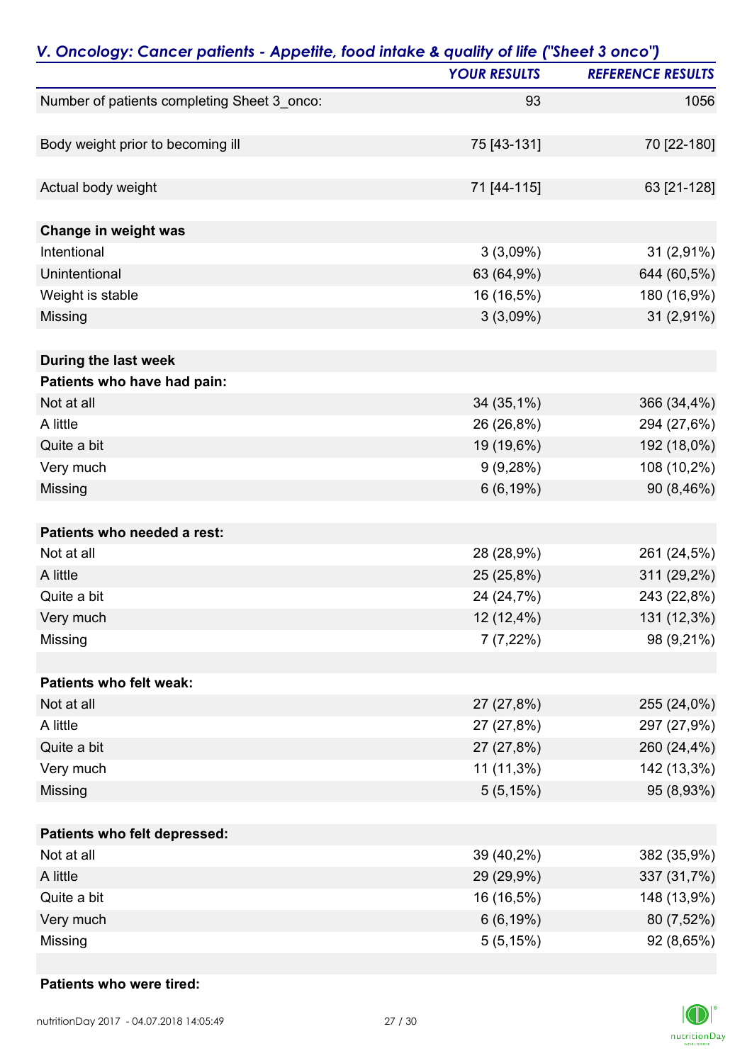## *V. Oncology: Cancer patients - Appetite, food intake & quality of life ("Sheet 3 onco")*

| | *YOUR RESULTS* | *REFERENCE RESULTS* |
|---|---|---|
| Number of patients completing Sheet 3_onco: | 93 | 1056 |
| | | |
| Body weight prior to becoming ill | 75 [43-131] | 70 [22-180] |
| | | |
| Actual body weight | 71 [44-115] | 63 [21-128] |
| | | |
| **Change in weight was** | | |
| Intentional | 3 (3,09%) | 31 (2,91%) |
| Unintentional | 63 (64,9%) | 644 (60,5%) |
| Weight is stable | 16 (16,5%) | 180 (16,9%) |
| Missing | 3 (3,09%) | 31 (2,91%) |
| | | |
| **During the last week** | | |
| **Patients who have had pain:** | | |
| Not at all | 34 (35,1%) | 366 (34,4%) |
| A little | 26 (26,8%) | 294 (27,6%) |
| Quite a bit | 19 (19,6%) | 192 (18,0%) |
| Very much | 9 (9,28%) | 108 (10,2%) |
| Missing | 6 (6,19%) | 90 (8,46%) |
| | | |
| **Patients who needed a rest:** | | |
| Not at all | 28 (28,9%) | 261 (24,5%) |
| A little | 25 (25,8%) | 311 (29,2%) |
| Quite a bit | 24 (24,7%) | 243 (22,8%) |
| Very much | 12 (12,4%) | 131 (12,3%) |
| Missing | 7 (7,22%) | 98 (9,21%) |
| | | |
| **Patients who felt weak:** | | |
| Not at all | 27 (27,8%) | 255 (24,0%) |
| A little | 27 (27,8%) | 297 (27,9%) |
| Quite a bit | 27 (27,8%) | 260 (24,4%) |
| Very much | 11 (11,3%) | 142 (13,3%) |
| Missing | 5 (5,15%) | 95 (8,93%) |
| | | |
| **Patients who felt depressed:** | | |
| Not at all | 39 (40,2%) | 382 (35,9%) |
| A little | 29 (29,9%) | 337 (31,7%) |
| Quite a bit | 16 (16,5%) | 148 (13,9%) |
| Very much | 6 (6,19%) | 80 (7,52%) |
| Missing | 5 (5,15%) | 92 (8,65%) |
| | | |
| **Patients who were tired:** | | |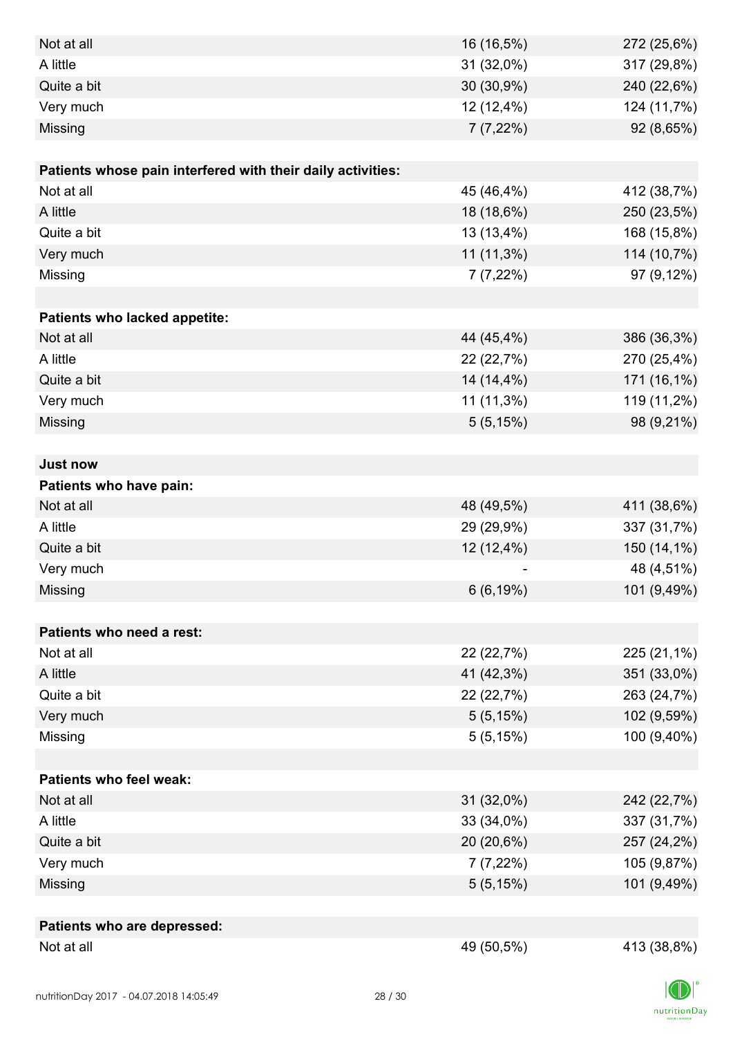| | | |
|---|---|---|
| Not at all | 16 (16,5%) | 272 (25,6%) |
| A little | 31 (32,0%) | 317 (29,8%) |
| Quite a bit | 30 (30,9%) | 240 (22,6%) |
| Very much | 12 (12,4%) | 124 (11,7%) |
| Missing | 7 (7,22%) | 92 (8,65%) |
| | | |
| **Patients whose pain interfered with their daily activities:** | | |
| Not at all | 45 (46,4%) | 412 (38,7%) |
| A little | 18 (18,6%) | 250 (23,5%) |
| Quite a bit | 13 (13,4%) | 168 (15,8%) |
| Very much | 11 (11,3%) | 114 (10,7%) |
| Missing | 7 (7,22%) | 97 (9,12%) |
| | | |
| **Patients who lacked appetite:** | | |
| Not at all | 44 (45,4%) | 386 (36,3%) |
| A little | 22 (22,7%) | 270 (25,4%) |
| Quite a bit | 14 (14,4%) | 171 (16,1%) |
| Very much | 11 (11,3%) | 119 (11,2%) |
| Missing | 5 (5,15%) | 98 (9,21%) |
| | | |
| **Just now** | | |
| **Patients who have pain:** | | |
| Not at all | 48 (49,5%) | 411 (38,6%) |
| A little | 29 (29,9%) | 337 (31,7%) |
| Quite a bit | 12 (12,4%) | 150 (14,1%) |
| Very much | - | 48 (4,51%) |
| Missing | 6 (6,19%) | 101 (9,49%) |
| | | |
| **Patients who need a rest:** | | |
| Not at all | 22 (22,7%) | 225 (21,1%) |
| A little | 41 (42,3%) | 351 (33,0%) |
| Quite a bit | 22 (22,7%) | 263 (24,7%) |
| Very much | 5 (5,15%) | 102 (9,59%) |
| Missing | 5 (5,15%) | 100 (9,40%) |
| | | |
| **Patients who feel weak:** | | |
| Not at all | 31 (32,0%) | 242 (22,7%) |
| A little | 33 (34,0%) | 337 (31,7%) |
| Quite a bit | 20 (20,6%) | 257 (24,2%) |
| Very much | 7 (7,22%) | 105 (9,87%) |
| Missing | 5 (5,15%) | 101 (9,49%) |
| | | |
| **Patients who are depressed:** | | |
| Not at all | 49 (50,5%) | 413 (38,8%) |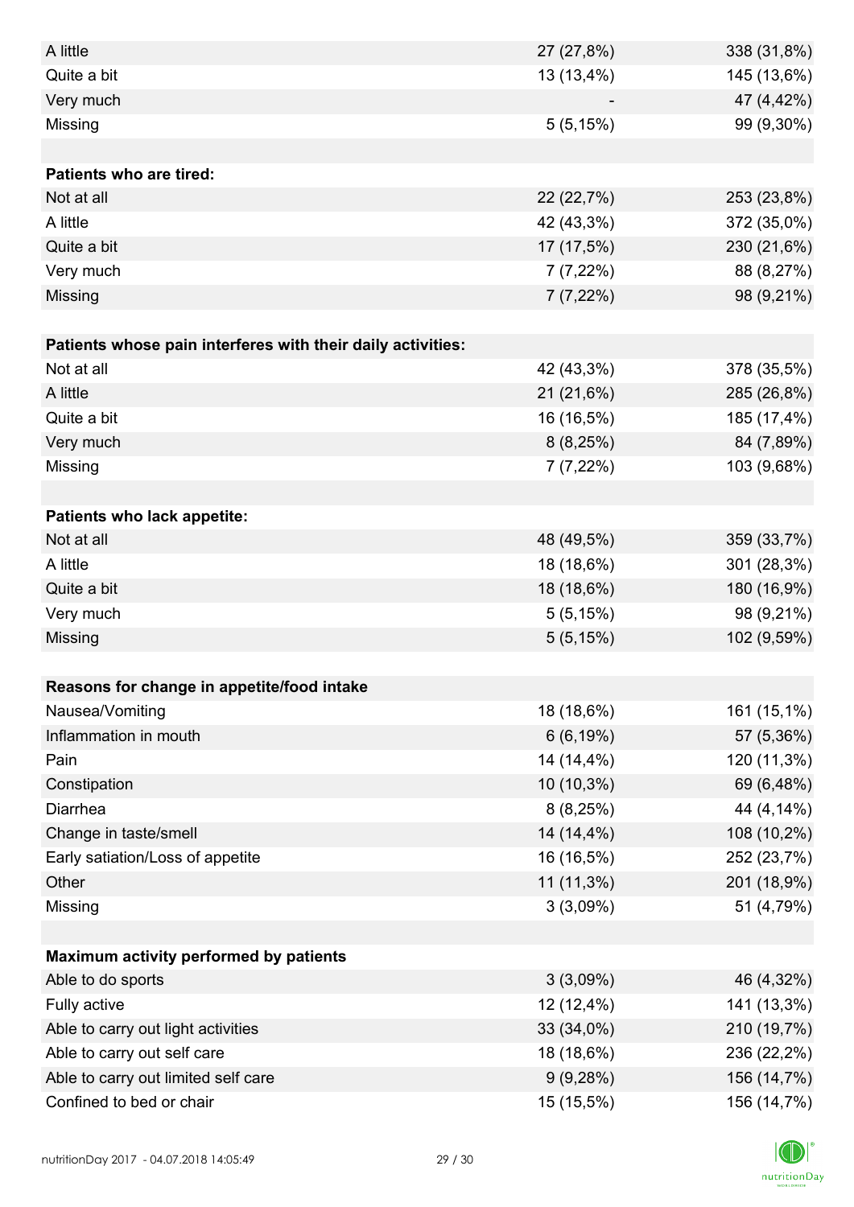| | | |
|---|---|---|
| A little | 27 (27,8%) | 338 (31,8%) |
| Quite a bit | 13 (13,4%) | 145 (13,6%) |
| Very much | - | 47 (4,42%) |
| Missing | 5 (5,15%) | 99 (9,30%) |
| | | |
| **Patients who are tired:** | | |
| Not at all | 22 (22,7%) | 253 (23,8%) |
| A little | 42 (43,3%) | 372 (35,0%) |
| Quite a bit | 17 (17,5%) | 230 (21,6%) |
| Very much | 7 (7,22%) | 88 (8,27%) |
| Missing | 7 (7,22%) | 98 (9,21%) |
| | | |
| **Patients whose pain interferes with their daily activities:** | | |
| Not at all | 42 (43,3%) | 378 (35,5%) |
| A little | 21 (21,6%) | 285 (26,8%) |
| Quite a bit | 16 (16,5%) | 185 (17,4%) |
| Very much | 8 (8,25%) | 84 (7,89%) |
| Missing | 7 (7,22%) | 103 (9,68%) |
| | | |
| **Patients who lack appetite:** | | |
| Not at all | 48 (49,5%) | 359 (33,7%) |
| A little | 18 (18,6%) | 301 (28,3%) |
| Quite a bit | 18 (18,6%) | 180 (16,9%) |
| Very much | 5 (5,15%) | 98 (9,21%) |
| Missing | 5 (5,15%) | 102 (9,59%) |
| | | |
| **Reasons for change in appetite/food intake** | | |
| Nausea/Vomiting | 18 (18,6%) | 161 (15,1%) |
| Inflammation in mouth | 6 (6,19%) | 57 (5,36%) |
| Pain | 14 (14,4%) | 120 (11,3%) |
| Constipation | 10 (10,3%) | 69 (6,48%) |
| Diarrhea | 8 (8,25%) | 44 (4,14%) |
| Change in taste/smell | 14 (14,4%) | 108 (10,2%) |
| Early satiation/Loss of appetite | 16 (16,5%) | 252 (23,7%) |
| Other | 11 (11,3%) | 201 (18,9%) |
| Missing | 3 (3,09%) | 51 (4,79%) |
| | | |
| **Maximum activity performed by patients** | | |
| Able to do sports | 3 (3,09%) | 46 (4,32%) |
| Fully active | 12 (12,4%) | 141 (13,3%) |
| Able to carry out light activities | 33 (34,0%) | 210 (19,7%) |
| Able to carry out self care | 18 (18,6%) | 236 (22,2%) |
| Able to carry out limited self care | 9 (9,28%) | 156 (14,7%) |
| Confined to bed or chair | 15 (15,5%) | 156 (14,7%) |

nutritionDay 2017 - 04.07.2018 14:05:49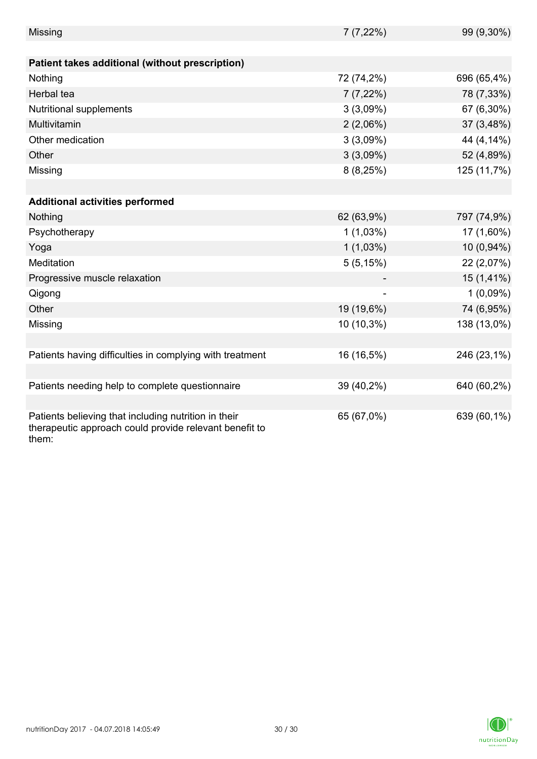| | | |
|---|---|---|
| Missing | 7 (7,22%) | 99 (9,30%) |
| | | |
| **Patient takes additional (without prescription)** | | |
| Nothing | 72 (74,2%) | 696 (65,4%) |
| Herbal tea | 7 (7,22%) | 78 (7,33%) |
| Nutritional supplements | 3 (3,09%) | 67 (6,30%) |
| Multivitamin | 2 (2,06%) | 37 (3,48%) |
| Other medication | 3 (3,09%) | 44 (4,14%) |
| Other | 3 (3,09%) | 52 (4,89%) |
| Missing | 8 (8,25%) | 125 (11,7%) |
| | | |
| **Additional activities performed** | | |
| Nothing | 62 (63,9%) | 797 (74,9%) |
| Psychotherapy | 1 (1,03%) | 17 (1,60%) |
| Yoga | 1 (1,03%) | 10 (0,94%) |
| Meditation | 5 (5,15%) | 22 (2,07%) |
| Progressive muscle relaxation | - | 15 (1,41%) |
| Qigong | - | 1 (0,09%) |
| Other | 19 (19,6%) | 74 (6,95%) |
| Missing | 10 (10,3%) | 138 (13,0%) |
| | | |
| Patients having difficulties in complying with treatment | 16 (16,5%) | 246 (23,1%) |
| | | |
| Patients needing help to complete questionnaire | 39 (40,2%) | 640 (60,2%) |
| | | |
| Patients believing that including nutrition in their therapeutic approach could provide relevant benefit to them: | 65 (67,0%) | 639 (60,1%) |